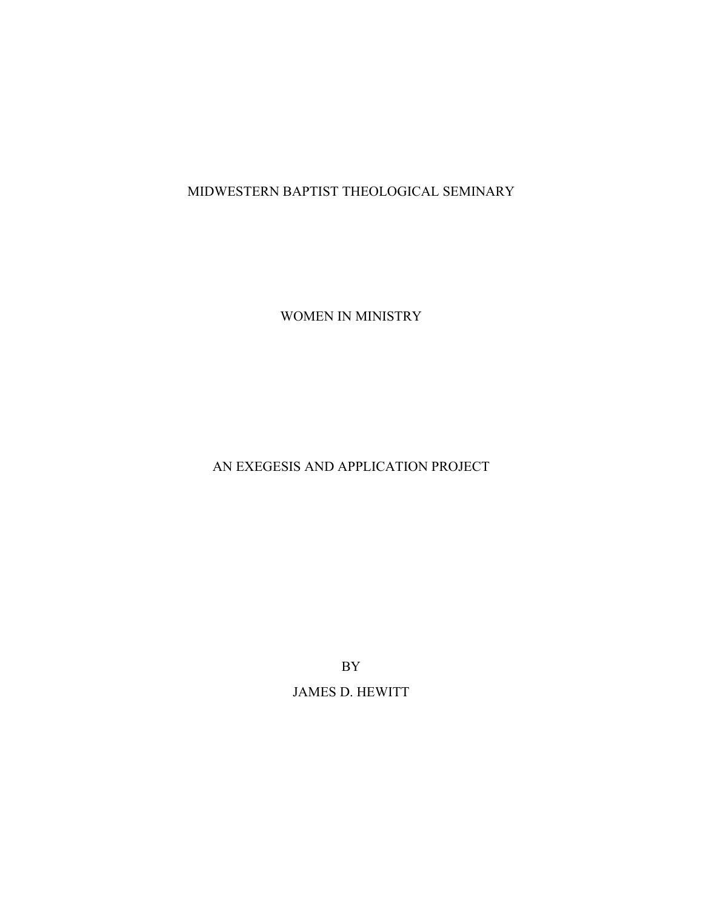MIDWESTERN BAPTIST THEOLOGICAL SEMINARY

# WOMEN IN MINISTRY

AN EXEGESIS AND APPLICATION PROJECT

BY

JAMES D. HEWITT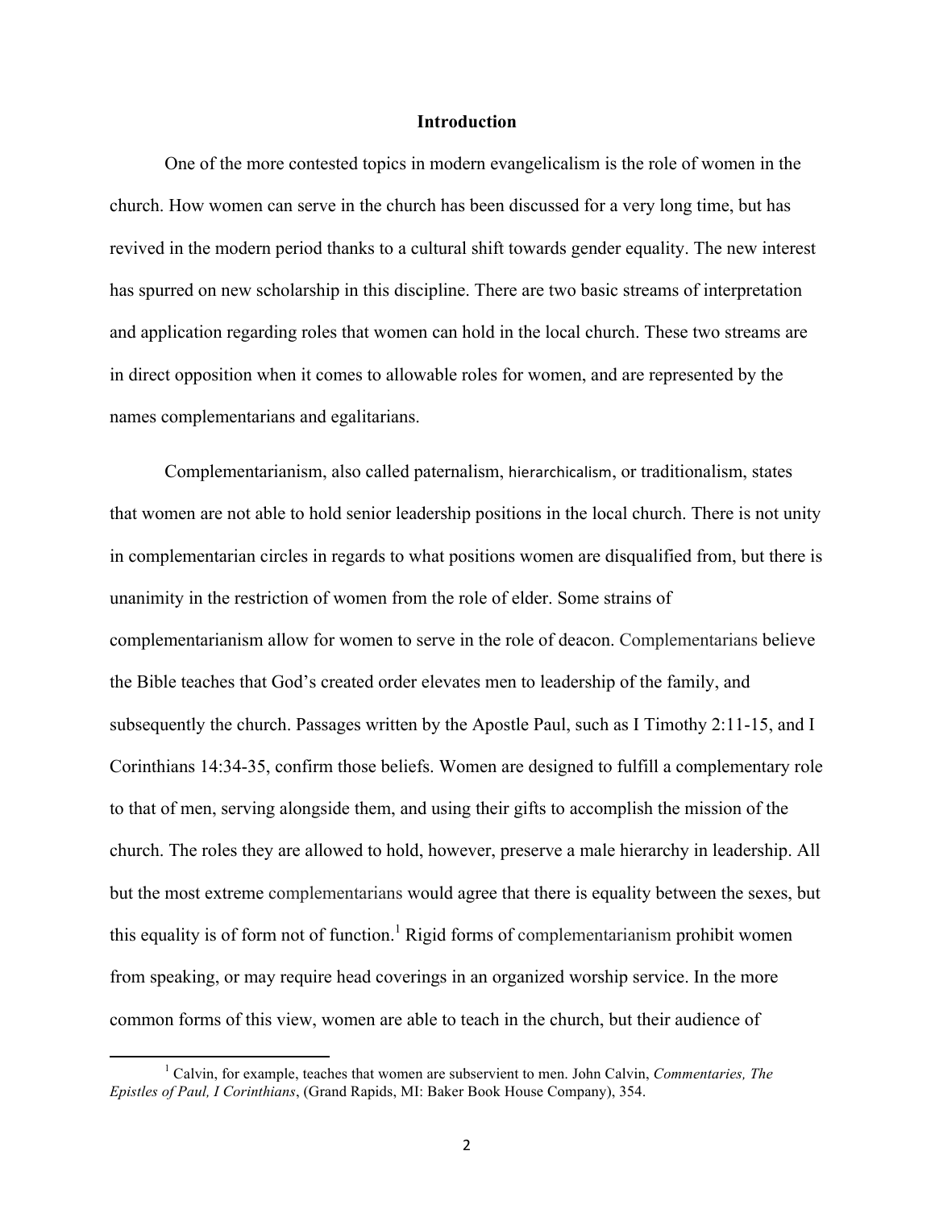## Introduction

One of the more contested topics in modern evangelicalism is the role of women in the church. How women can serve in the church has been discussed for a very long time, but has revived in the modern period thanks to a cultural shift towards gender equality. The new interest has spurred on new scholarship in this discipline. There are two basic streams of interpretation and application regarding roles that women can hold in the local church. These two streams are in direct opposition when it comes to allowable roles for women, and are represented by the names complementarians and egalitarians.

Complementarianism, also called paternalism, hierarchicalism, or traditionalism, states that women are not able to hold senior leadership positions in the local church. There is not unity in complementarian circles in regards to what positions women are disqualified from, but there is unanimity in the restriction of women from the role of elder. Some strains of complementarianism allow for women to serve in the role of deacon. Complementarians believe the Bible teaches that God's created order elevates men to leadership of the family, and subsequently the church. Passages written by the Apostle Paul, such as I Timothy 2:11-15, and I Corinthians 14:34-35, confirm those beliefs. Women are designed to fulfill a complementary role to that of men, serving alongside them, and using their gifts to accomplish the mission of the church. The roles they are allowed to hold, however, preserve a male hierarchy in leadership. All but the most extreme complementarians would agree that there is equality between the sexes, but this equality is of form not of function.[1] Rigid forms of complementarianism prohibit women from speaking, or may require head coverings in an organized worship service. In the more common forms of this view, women are able to teach in the church, but their audience of

[1] Calvin, for example, teaches that women are subservient to men. John Calvin, *Commentaries, The Epistles of Paul, I Corinthians*, (Grand Rapids, MI: Baker Book House Company), 354.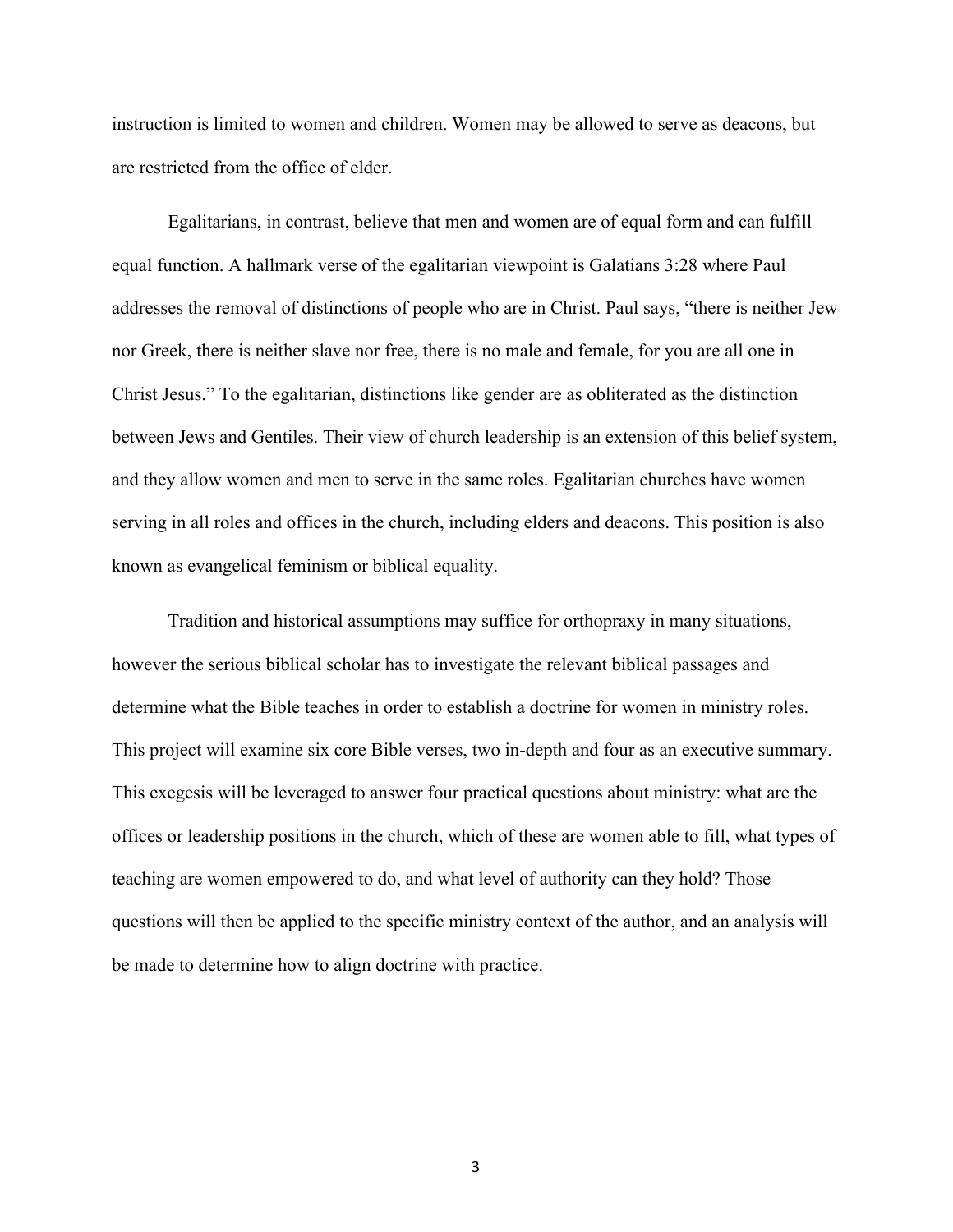instruction is limited to women and children. Women may be allowed to serve as deacons, but are restricted from the office of elder.

Egalitarians, in contrast, believe that men and women are of equal form and can fulfill equal function. A hallmark verse of the egalitarian viewpoint is Galatians 3:28 where Paul addresses the removal of distinctions of people who are in Christ. Paul says, "there is neither Jew nor Greek, there is neither slave nor free, there is no male and female, for you are all one in Christ Jesus." To the egalitarian, distinctions like gender are as obliterated as the distinction between Jews and Gentiles. Their view of church leadership is an extension of this belief system, and they allow women and men to serve in the same roles. Egalitarian churches have women serving in all roles and offices in the church, including elders and deacons. This position is also known as evangelical feminism or biblical equality.

Tradition and historical assumptions may suffice for orthopraxy in many situations, however the serious biblical scholar has to investigate the relevant biblical passages and determine what the Bible teaches in order to establish a doctrine for women in ministry roles. This project will examine six core Bible verses, two in-depth and four as an executive summary. This exegesis will be leveraged to answer four practical questions about ministry: what are the offices or leadership positions in the church, which of these are women able to fill, what types of teaching are women empowered to do, and what level of authority can they hold? Those questions will then be applied to the specific ministry context of the author, and an analysis will be made to determine how to align doctrine with practice.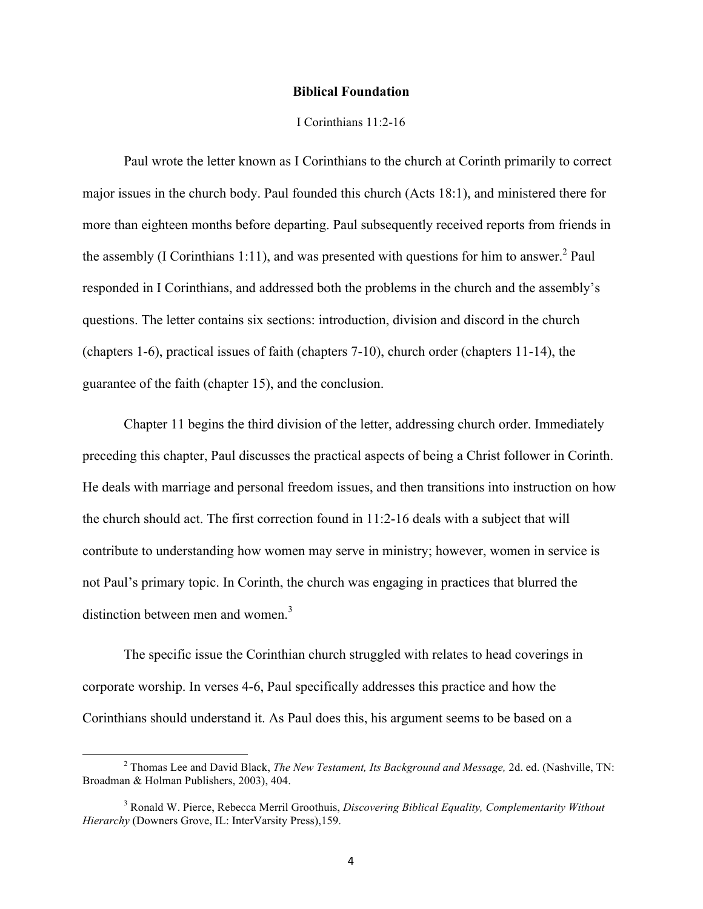## Biblical Foundation

I Corinthians 11:2-16

Paul wrote the letter known as I Corinthians to the church at Corinth primarily to correct major issues in the church body. Paul founded this church (Acts 18:1), and ministered there for more than eighteen months before departing. Paul subsequently received reports from friends in the assembly (I Corinthians 1:11), and was presented with questions for him to answer.[2] Paul responded in I Corinthians, and addressed both the problems in the church and the assembly's questions. The letter contains six sections: introduction, division and discord in the church (chapters 1-6), practical issues of faith (chapters 7-10), church order (chapters 11-14), the guarantee of the faith (chapter 15), and the conclusion.

Chapter 11 begins the third division of the letter, addressing church order. Immediately preceding this chapter, Paul discusses the practical aspects of being a Christ follower in Corinth. He deals with marriage and personal freedom issues, and then transitions into instruction on how the church should act. The first correction found in 11:2-16 deals with a subject that will contribute to understanding how women may serve in ministry; however, women in service is not Paul's primary topic. In Corinth, the church was engaging in practices that blurred the distinction between men and women.[3]

The specific issue the Corinthian church struggled with relates to head coverings in corporate worship. In verses 4-6, Paul specifically addresses this practice and how the Corinthians should understand it. As Paul does this, his argument seems to be based on a

---

[2] Thomas Lee and David Black, *The New Testament, Its Background and Message,* 2d. ed. (Nashville, TN: Broadman & Holman Publishers, 2003), 404.

[3] Ronald W. Pierce, Rebecca Merril Groothuis, *Discovering Biblical Equality, Complementarity Without Hierarchy* (Downers Grove, IL: InterVarsity Press),159.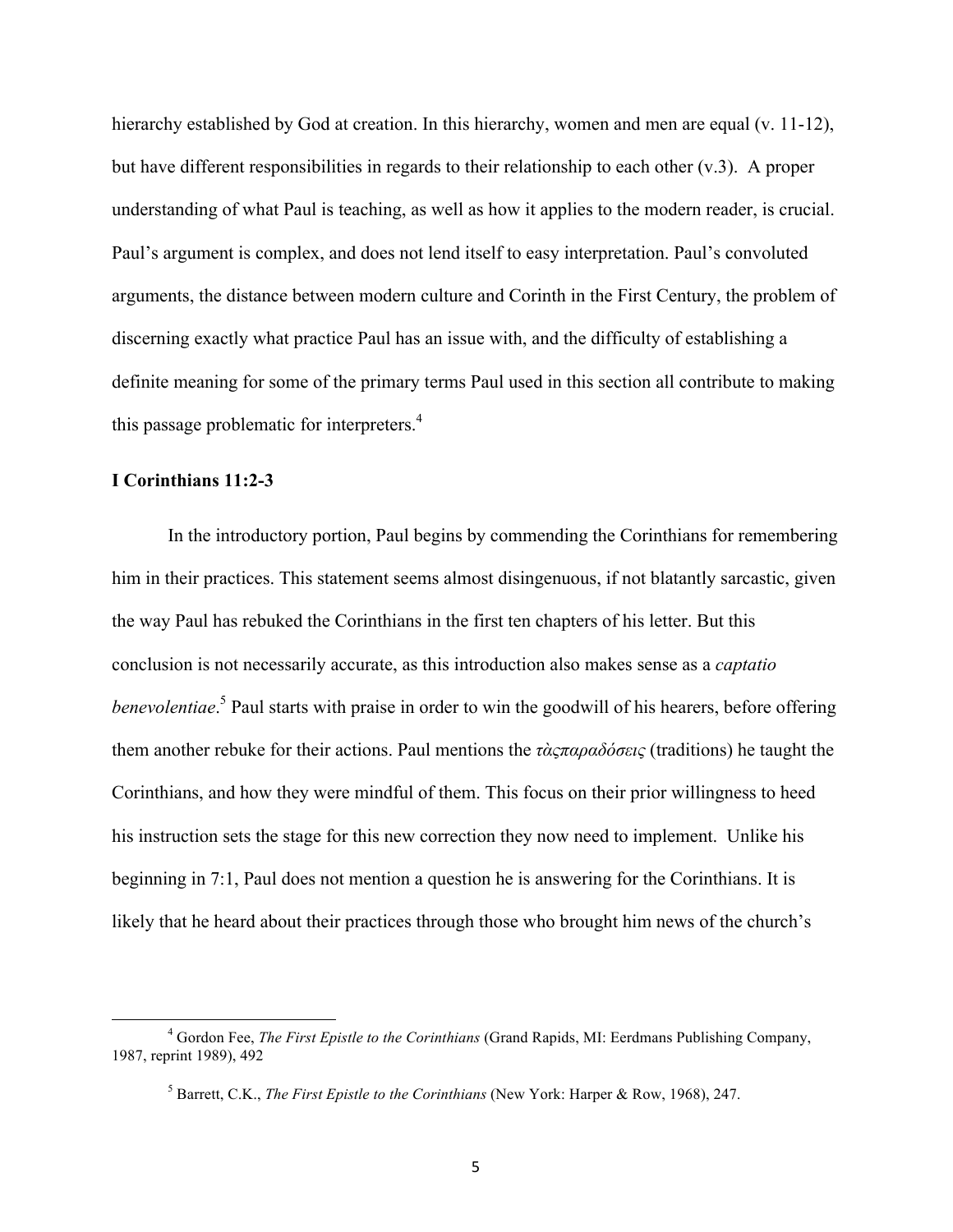hierarchy established by God at creation. In this hierarchy, women and men are equal (v. 11-12), but have different responsibilities in regards to their relationship to each other (v.3). A proper understanding of what Paul is teaching, as well as how it applies to the modern reader, is crucial. Paul's argument is complex, and does not lend itself to easy interpretation. Paul's convoluted arguments, the distance between modern culture and Corinth in the First Century, the problem of discerning exactly what practice Paul has an issue with, and the difficulty of establishing a definite meaning for some of the primary terms Paul used in this section all contribute to making this passage problematic for interpreters.[4]

**I Corinthians 11:2-3**

In the introductory portion, Paul begins by commending the Corinthians for remembering him in their practices. This statement seems almost disingenuous, if not blatantly sarcastic, given the way Paul has rebuked the Corinthians in the first ten chapters of his letter. But this conclusion is not necessarily accurate, as this introduction also makes sense as a *captatio benevolentiae*.[5] Paul starts with praise in order to win the goodwill of his hearers, before offering them another rebuke for their actions. Paul mentions the *τὰςπαραδόσεις* (traditions) he taught the Corinthians, and how they were mindful of them. This focus on their prior willingness to heed his instruction sets the stage for this new correction they now need to implement. Unlike his beginning in 7:1, Paul does not mention a question he is answering for the Corinthians. It is likely that he heard about their practices through those who brought him news of the church's

[4] Gordon Fee, *The First Epistle to the Corinthians* (Grand Rapids, MI: Eerdmans Publishing Company, 1987, reprint 1989), 492

[5] Barrett, C.K., *The First Epistle to the Corinthians* (New York: Harper & Row, 1968), 247.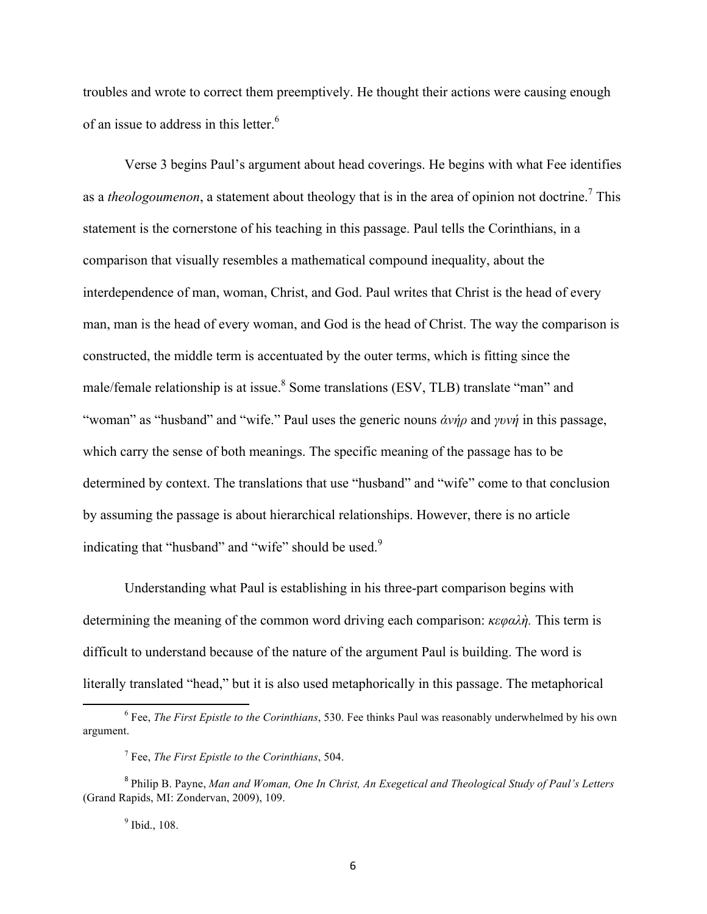troubles and wrote to correct them preemptively. He thought their actions were causing enough of an issue to address in this letter.[6]

Verse 3 begins Paul's argument about head coverings. He begins with what Fee identifies as a *theologoumenon*, a statement about theology that is in the area of opinion not doctrine.[7] This statement is the cornerstone of his teaching in this passage. Paul tells the Corinthians, in a comparison that visually resembles a mathematical compound inequality, about the interdependence of man, woman, Christ, and God. Paul writes that Christ is the head of every man, man is the head of every woman, and God is the head of Christ. The way the comparison is constructed, the middle term is accentuated by the outer terms, which is fitting since the male/female relationship is at issue.[8] Some translations (ESV, TLB) translate "man" and "woman" as "husband" and "wife." Paul uses the generic nouns *ἀνήρ* and *γυνή* in this passage, which carry the sense of both meanings. The specific meaning of the passage has to be determined by context. The translations that use "husband" and "wife" come to that conclusion by assuming the passage is about hierarchical relationships. However, there is no article indicating that "husband" and "wife" should be used.[9]

Understanding what Paul is establishing in his three-part comparison begins with determining the meaning of the common word driving each comparison: *κεφαλὴ.* This term is difficult to understand because of the nature of the argument Paul is building. The word is literally translated "head," but it is also used metaphorically in this passage. The metaphorical

---

[6] Fee, *The First Epistle to the Corinthians*, 530. Fee thinks Paul was reasonably underwhelmed by his own argument.

[7] Fee, *The First Epistle to the Corinthians*, 504.

[8] Philip B. Payne, *Man and Woman, One In Christ, An Exegetical and Theological Study of Paul's Letters* (Grand Rapids, MI: Zondervan, 2009), 109.

[9] Ibid., 108.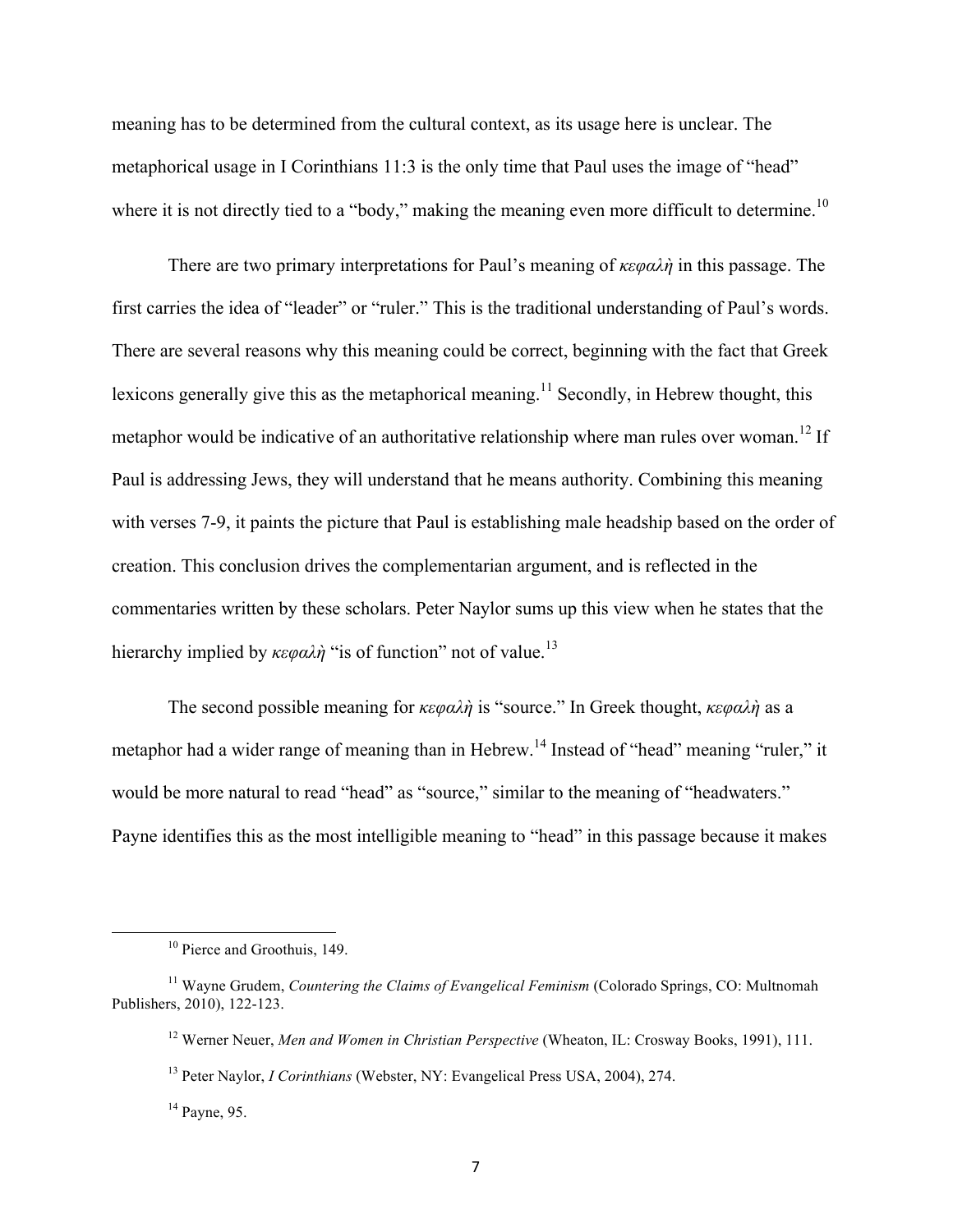meaning has to be determined from the cultural context, as its usage here is unclear. The metaphorical usage in I Corinthians 11:3 is the only time that Paul uses the image of "head" where it is not directly tied to a "body," making the meaning even more difficult to determine.[10]

There are two primary interpretations for Paul's meaning of *κεφαλὴ* in this passage. The first carries the idea of "leader" or "ruler." This is the traditional understanding of Paul's words. There are several reasons why this meaning could be correct, beginning with the fact that Greek lexicons generally give this as the metaphorical meaning.[11] Secondly, in Hebrew thought, this metaphor would be indicative of an authoritative relationship where man rules over woman.[12] If Paul is addressing Jews, they will understand that he means authority. Combining this meaning with verses 7-9, it paints the picture that Paul is establishing male headship based on the order of creation. This conclusion drives the complementarian argument, and is reflected in the commentaries written by these scholars. Peter Naylor sums up this view when he states that the hierarchy implied by *κεφαλὴ* "is of function" not of value.[13]

The second possible meaning for *κεφαλὴ* is "source." In Greek thought, *κεφαλὴ* as a metaphor had a wider range of meaning than in Hebrew.[14] Instead of "head" meaning "ruler," it would be more natural to read "head" as "source," similar to the meaning of "headwaters." Payne identifies this as the most intelligible meaning to "head" in this passage because it makes

---

[10] Pierce and Groothuis, 149.

[11] Wayne Grudem, *Countering the Claims of Evangelical Feminism* (Colorado Springs, CO: Multnomah Publishers, 2010), 122-123.

[12] Werner Neuer, *Men and Women in Christian Perspective* (Wheaton, IL: Crosway Books, 1991), 111.

[13] Peter Naylor, *I Corinthians* (Webster, NY: Evangelical Press USA, 2004), 274.

[14] Payne, 95.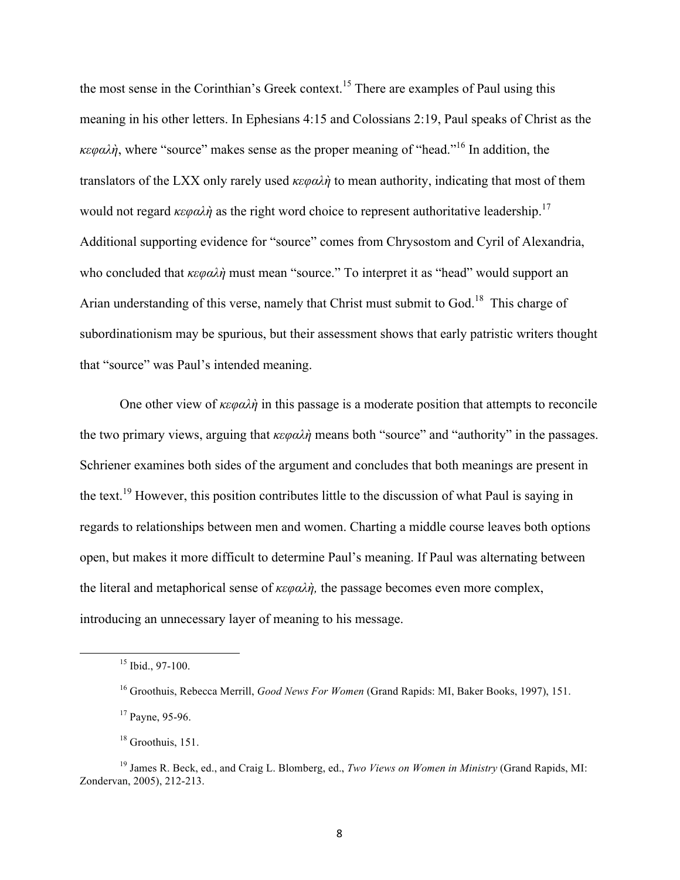the most sense in the Corinthian's Greek context.[15] There are examples of Paul using this meaning in his other letters. In Ephesians 4:15 and Colossians 2:19, Paul speaks of Christ as the *κεφαλὴ*, where "source" makes sense as the proper meaning of "head."[16] In addition, the translators of the LXX only rarely used *κεφαλὴ* to mean authority, indicating that most of them would not regard *κεφαλὴ* as the right word choice to represent authoritative leadership.[17] Additional supporting evidence for "source" comes from Chrysostom and Cyril of Alexandria, who concluded that *κεφαλὴ* must mean "source." To interpret it as "head" would support an Arian understanding of this verse, namely that Christ must submit to God.[18] This charge of subordinationism may be spurious, but their assessment shows that early patristic writers thought that "source" was Paul's intended meaning.

One other view of *κεφαλὴ* in this passage is a moderate position that attempts to reconcile the two primary views, arguing that *κεφαλὴ* means both "source" and "authority" in the passages. Schriener examines both sides of the argument and concludes that both meanings are present in the text.[19] However, this position contributes little to the discussion of what Paul is saying in regards to relationships between men and women. Charting a middle course leaves both options open, but makes it more difficult to determine Paul's meaning. If Paul was alternating between the literal and metaphorical sense of *κεφαλὴ,* the passage becomes even more complex, introducing an unnecessary layer of meaning to his message.

---

[15] Ibid., 97-100.

[16] Groothuis, Rebecca Merrill, *Good News For Women* (Grand Rapids: MI, Baker Books, 1997), 151.

[17] Payne, 95-96.

[18] Groothuis, 151.

[19] James R. Beck, ed., and Craig L. Blomberg, ed., *Two Views on Women in Ministry* (Grand Rapids, MI: Zondervan, 2005), 212-213.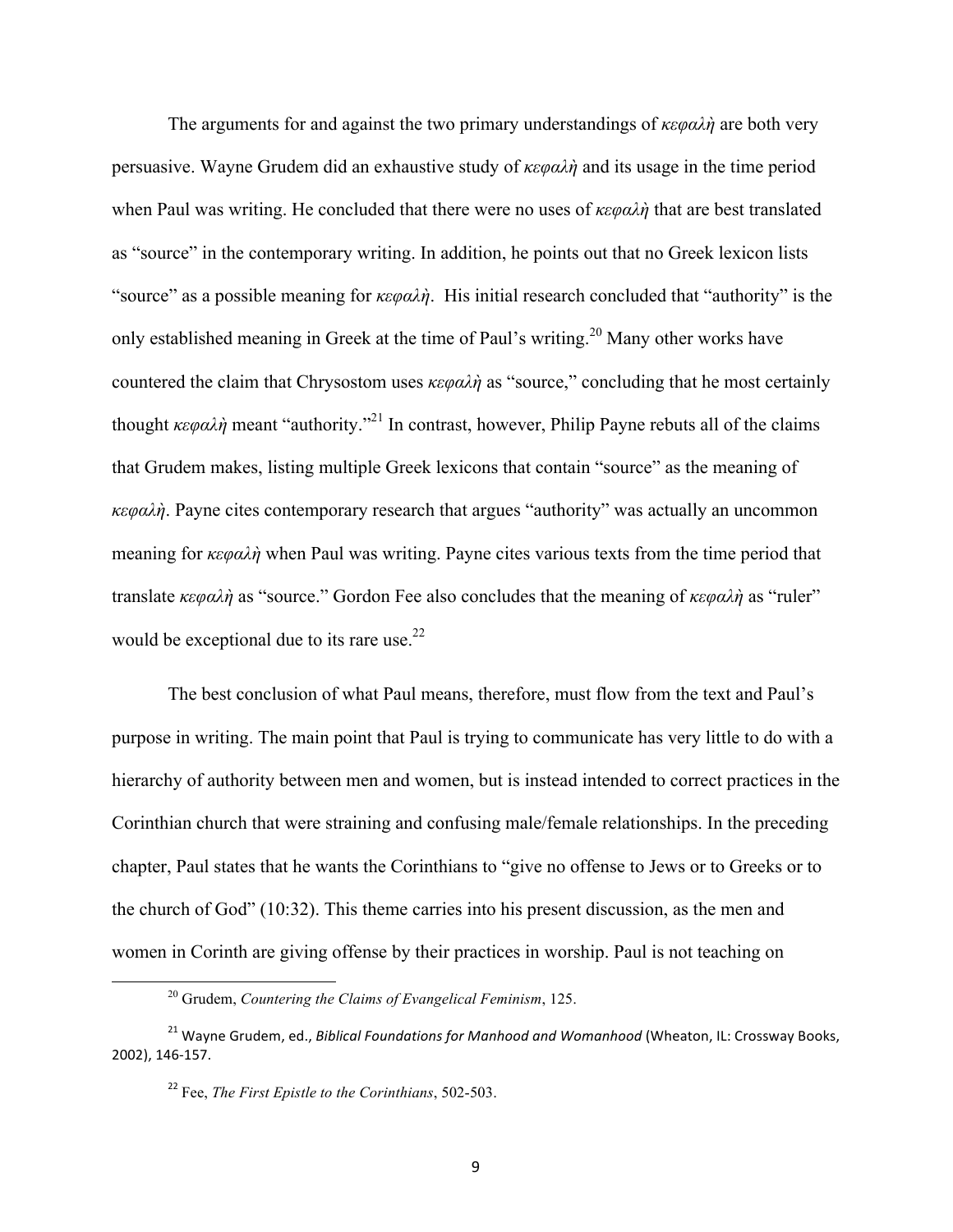The arguments for and against the two primary understandings of *κεφαλὴ* are both very persuasive. Wayne Grudem did an exhaustive study of *κεφαλὴ* and its usage in the time period when Paul was writing. He concluded that there were no uses of *κεφαλὴ* that are best translated as "source" in the contemporary writing. In addition, he points out that no Greek lexicon lists "source" as a possible meaning for *κεφαλὴ*. His initial research concluded that "authority" is the only established meaning in Greek at the time of Paul's writing.[20] Many other works have countered the claim that Chrysostom uses *κεφαλὴ* as "source," concluding that he most certainly thought *κεφαλὴ* meant "authority."[21] In contrast, however, Philip Payne rebuts all of the claims that Grudem makes, listing multiple Greek lexicons that contain "source" as the meaning of *κεφαλὴ*. Payne cites contemporary research that argues "authority" was actually an uncommon meaning for *κεφαλὴ* when Paul was writing. Payne cites various texts from the time period that translate *κεφαλὴ* as "source." Gordon Fee also concludes that the meaning of *κεφαλὴ* as "ruler" would be exceptional due to its rare use.[22]

The best conclusion of what Paul means, therefore, must flow from the text and Paul's purpose in writing. The main point that Paul is trying to communicate has very little to do with a hierarchy of authority between men and women, but is instead intended to correct practices in the Corinthian church that were straining and confusing male/female relationships. In the preceding chapter, Paul states that he wants the Corinthians to "give no offense to Jews or to Greeks or to the church of God" (10:32). This theme carries into his present discussion, as the men and women in Corinth are giving offense by their practices in worship. Paul is not teaching on

---

[20] Grudem, *Countering the Claims of Evangelical Feminism*, 125.

[21] Wayne Grudem, ed., *Biblical Foundations for Manhood and Womanhood* (Wheaton, IL: Crossway Books, 2002), 146-157.

[22] Fee, *The First Epistle to the Corinthians*, 502-503.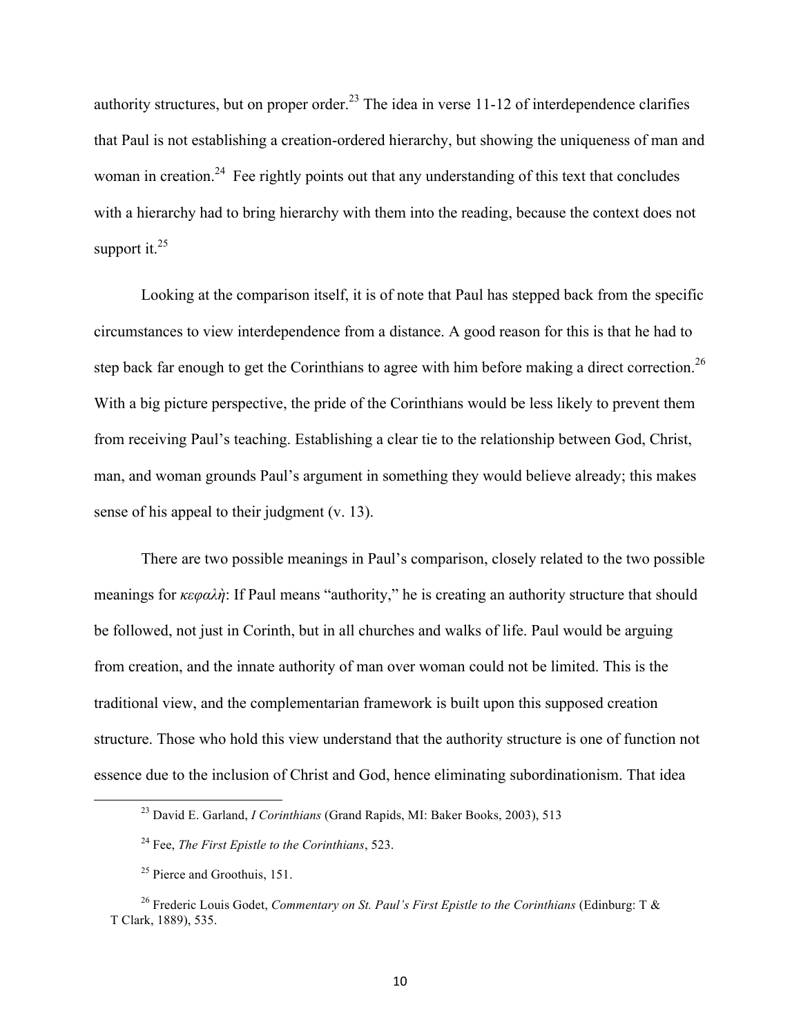authority structures, but on proper order.[23] The idea in verse 11-12 of interdependence clarifies that Paul is not establishing a creation-ordered hierarchy, but showing the uniqueness of man and woman in creation.[24] Fee rightly points out that any understanding of this text that concludes with a hierarchy had to bring hierarchy with them into the reading, because the context does not support it.[25]

Looking at the comparison itself, it is of note that Paul has stepped back from the specific circumstances to view interdependence from a distance. A good reason for this is that he had to step back far enough to get the Corinthians to agree with him before making a direct correction.[26] With a big picture perspective, the pride of the Corinthians would be less likely to prevent them from receiving Paul's teaching. Establishing a clear tie to the relationship between God, Christ, man, and woman grounds Paul's argument in something they would believe already; this makes sense of his appeal to their judgment (v. 13).

There are two possible meanings in Paul's comparison, closely related to the two possible meanings for *κεφαλὴ*: If Paul means "authority," he is creating an authority structure that should be followed, not just in Corinth, but in all churches and walks of life. Paul would be arguing from creation, and the innate authority of man over woman could not be limited. This is the traditional view, and the complementarian framework is built upon this supposed creation structure. Those who hold this view understand that the authority structure is one of function not essence due to the inclusion of Christ and God, hence eliminating subordinationism. That idea

---

[23] David E. Garland, *I Corinthians* (Grand Rapids, MI: Baker Books, 2003), 513

[24] Fee, *The First Epistle to the Corinthians*, 523.

[25] Pierce and Groothuis, 151.

[26] Frederic Louis Godet, *Commentary on St. Paul's First Epistle to the Corinthians* (Edinburg: T & T Clark, 1889), 535.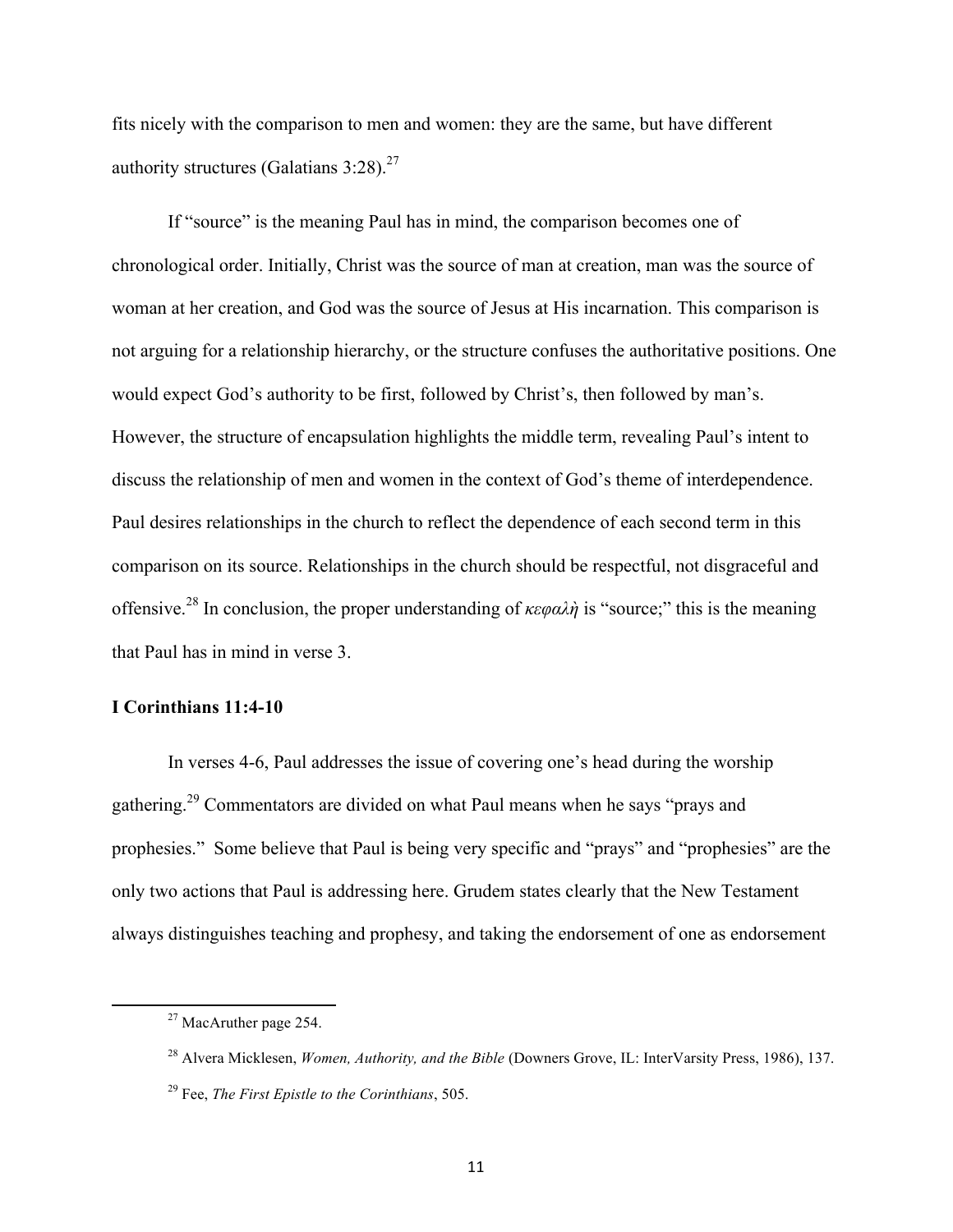fits nicely with the comparison to men and women: they are the same, but have different authority structures (Galatians 3:28).[27]

If "source" is the meaning Paul has in mind, the comparison becomes one of chronological order. Initially, Christ was the source of man at creation, man was the source of woman at her creation, and God was the source of Jesus at His incarnation. This comparison is not arguing for a relationship hierarchy, or the structure confuses the authoritative positions. One would expect God's authority to be first, followed by Christ's, then followed by man's. However, the structure of encapsulation highlights the middle term, revealing Paul's intent to discuss the relationship of men and women in the context of God's theme of interdependence. Paul desires relationships in the church to reflect the dependence of each second term in this comparison on its source. Relationships in the church should be respectful, not disgraceful and offensive.[28] In conclusion, the proper understanding of *κεφαλὴ* is "source;" this is the meaning that Paul has in mind in verse 3.

**I Corinthians 11:4-10**

In verses 4-6, Paul addresses the issue of covering one's head during the worship gathering.[29] Commentators are divided on what Paul means when he says "prays and prophesies." Some believe that Paul is being very specific and "prays" and "prophesies" are the only two actions that Paul is addressing here. Grudem states clearly that the New Testament always distinguishes teaching and prophesy, and taking the endorsement of one as endorsement

---

[27] MacAruther page 254.

[28] Alvera Micklesen, *Women, Authority, and the Bible* (Downers Grove, IL: InterVarsity Press, 1986), 137.

[29] Fee, *The First Epistle to the Corinthians*, 505.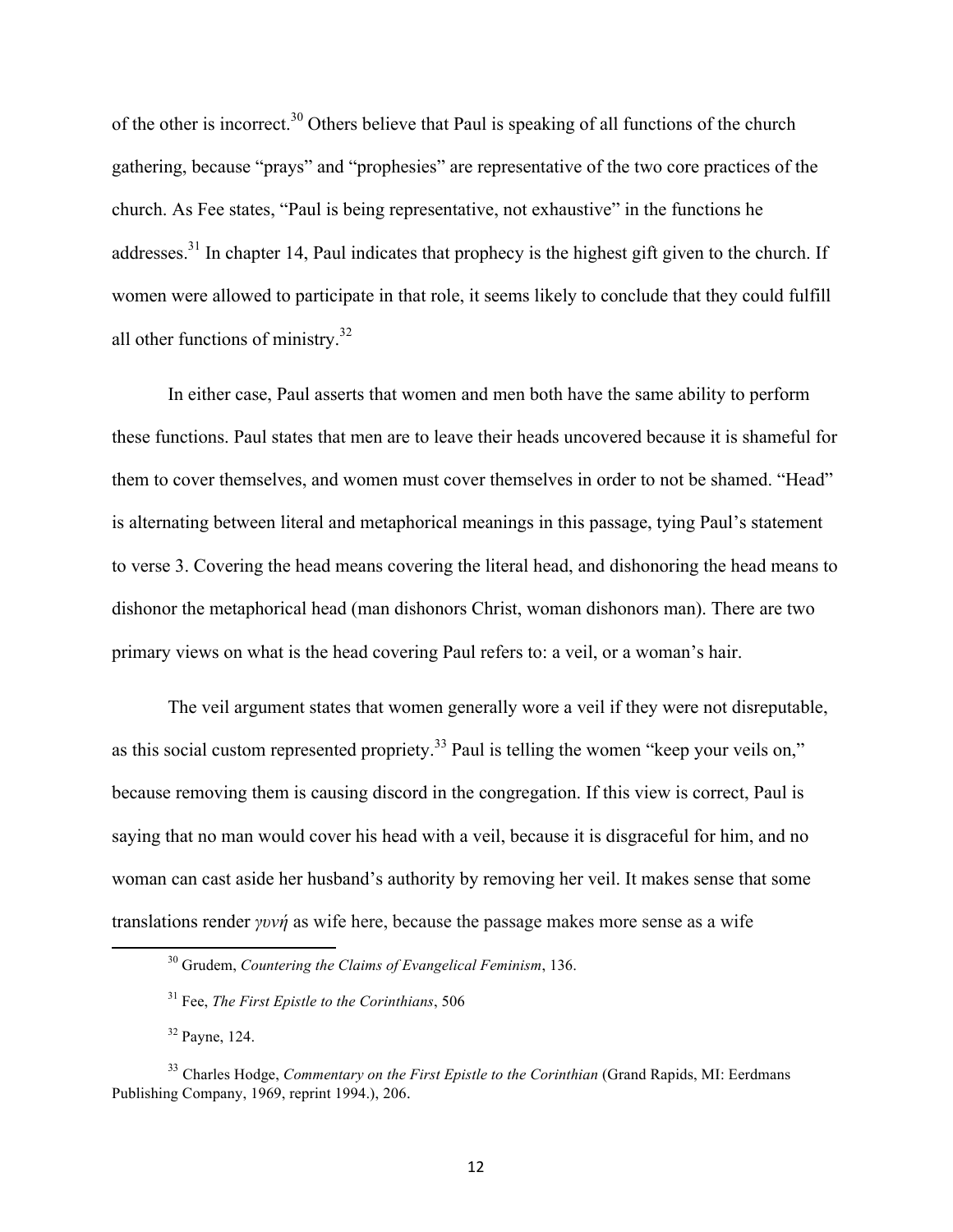of the other is incorrect.[30] Others believe that Paul is speaking of all functions of the church gathering, because "prays" and "prophesies" are representative of the two core practices of the church. As Fee states, "Paul is being representative, not exhaustive" in the functions he addresses.[31] In chapter 14, Paul indicates that prophecy is the highest gift given to the church. If women were allowed to participate in that role, it seems likely to conclude that they could fulfill all other functions of ministry.[32]

In either case, Paul asserts that women and men both have the same ability to perform these functions. Paul states that men are to leave their heads uncovered because it is shameful for them to cover themselves, and women must cover themselves in order to not be shamed. "Head" is alternating between literal and metaphorical meanings in this passage, tying Paul's statement to verse 3. Covering the head means covering the literal head, and dishonoring the head means to dishonor the metaphorical head (man dishonors Christ, woman dishonors man). There are two primary views on what is the head covering Paul refers to: a veil, or a woman's hair.

The veil argument states that women generally wore a veil if they were not disreputable, as this social custom represented propriety.[33] Paul is telling the women "keep your veils on," because removing them is causing discord in the congregation. If this view is correct, Paul is saying that no man would cover his head with a veil, because it is disgraceful for him, and no woman can cast aside her husband's authority by removing her veil. It makes sense that some translations render *γυνή* as wife here, because the passage makes more sense as a wife

---

[30] Grudem, *Countering the Claims of Evangelical Feminism*, 136.

[31] Fee, *The First Epistle to the Corinthians*, 506

[32] Payne, 124.

[33] Charles Hodge, *Commentary on the First Epistle to the Corinthian* (Grand Rapids, MI: Eerdmans Publishing Company, 1969, reprint 1994.), 206.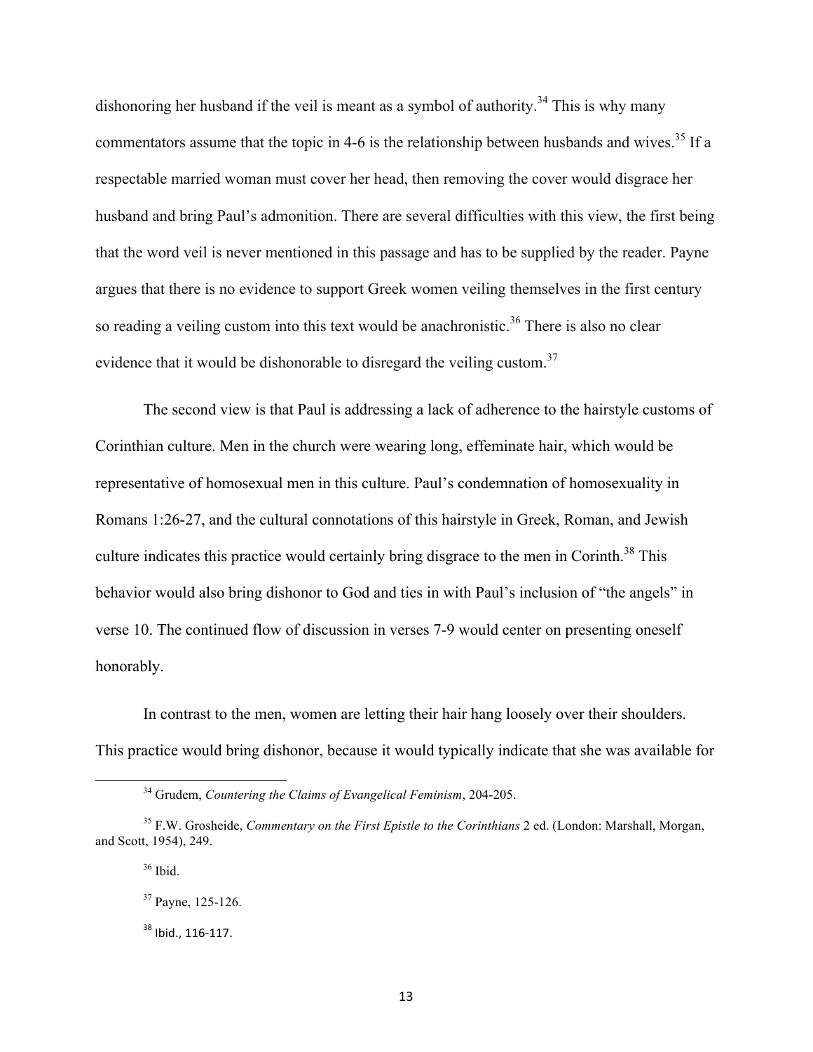dishonoring her husband if the veil is meant as a symbol of authority.[34] This is why many commentators assume that the topic in 4-6 is the relationship between husbands and wives.[35] If a respectable married woman must cover her head, then removing the cover would disgrace her husband and bring Paul's admonition. There are several difficulties with this view, the first being that the word veil is never mentioned in this passage and has to be supplied by the reader. Payne argues that there is no evidence to support Greek women veiling themselves in the first century so reading a veiling custom into this text would be anachronistic.[36] There is also no clear evidence that it would be dishonorable to disregard the veiling custom.[37]

The second view is that Paul is addressing a lack of adherence to the hairstyle customs of Corinthian culture. Men in the church were wearing long, effeminate hair, which would be representative of homosexual men in this culture. Paul's condemnation of homosexuality in Romans 1:26-27, and the cultural connotations of this hairstyle in Greek, Roman, and Jewish culture indicates this practice would certainly bring disgrace to the men in Corinth.[38] This behavior would also bring dishonor to God and ties in with Paul's inclusion of "the angels" in verse 10. The continued flow of discussion in verses 7-9 would center on presenting oneself honorably.

In contrast to the men, women are letting their hair hang loosely over their shoulders. This practice would bring dishonor, because it would typically indicate that she was available for

---

[34] Grudem, *Countering the Claims of Evangelical Feminism*, 204-205.

[35] F.W. Grosheide, *Commentary on the First Epistle to the Corinthians* 2 ed. (London: Marshall, Morgan, and Scott, 1954), 249.

[36] Ibid.

[37] Payne, 125-126.

[38] Ibid., 116-117.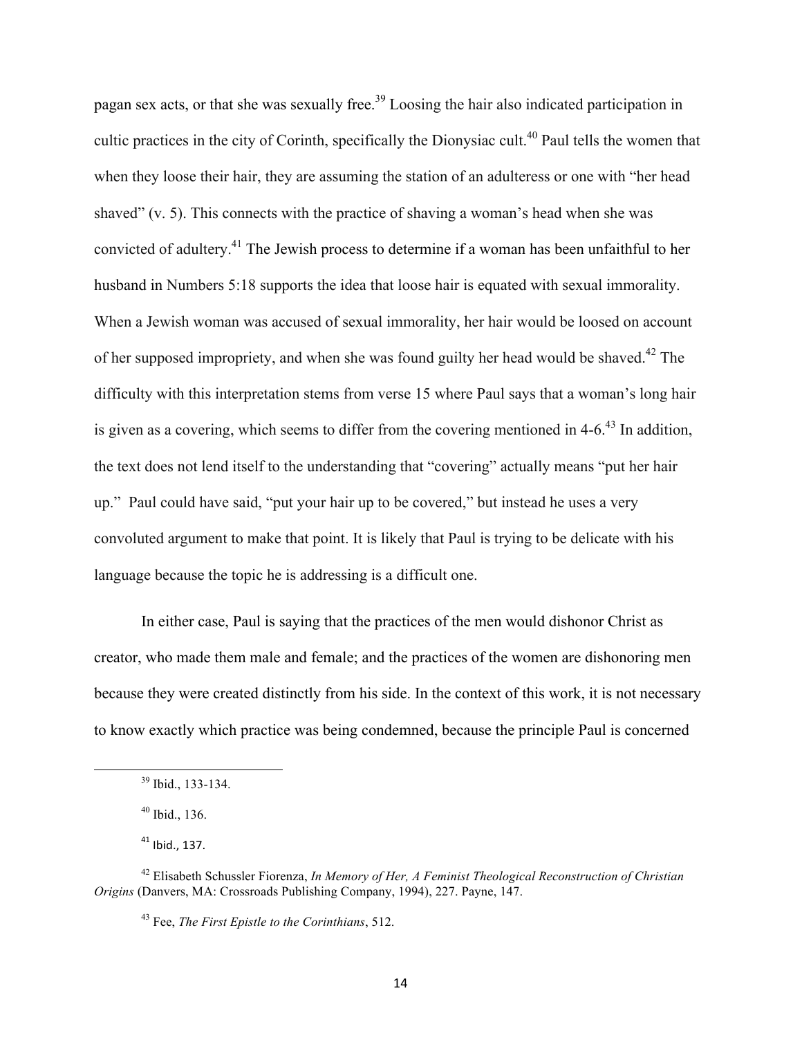pagan sex acts, or that she was sexually free.[39] Loosing the hair also indicated participation in cultic practices in the city of Corinth, specifically the Dionysiac cult.[40] Paul tells the women that when they loose their hair, they are assuming the station of an adulteress or one with "her head shaved" (v. 5). This connects with the practice of shaving a woman's head when she was convicted of adultery.[41] The Jewish process to determine if a woman has been unfaithful to her husband in Numbers 5:18 supports the idea that loose hair is equated with sexual immorality. When a Jewish woman was accused of sexual immorality, her hair would be loosed on account of her supposed impropriety, and when she was found guilty her head would be shaved.[42] The difficulty with this interpretation stems from verse 15 where Paul says that a woman's long hair is given as a covering, which seems to differ from the covering mentioned in 4-6.[43] In addition, the text does not lend itself to the understanding that "covering" actually means "put her hair up." Paul could have said, "put your hair up to be covered," but instead he uses a very convoluted argument to make that point. It is likely that Paul is trying to be delicate with his language because the topic he is addressing is a difficult one.

In either case, Paul is saying that the practices of the men would dishonor Christ as creator, who made them male and female; and the practices of the women are dishonoring men because they were created distinctly from his side. In the context of this work, it is not necessary to know exactly which practice was being condemned, because the principle Paul is concerned

---

[39] Ibid., 133-134.

[40] Ibid., 136.

[41] Ibid., 137.

[42] Elisabeth Schussler Fiorenza, *In Memory of Her, A Feminist Theological Reconstruction of Christian Origins* (Danvers, MA: Crossroads Publishing Company, 1994), 227. Payne, 147.

[43] Fee, *The First Epistle to the Corinthians*, 512.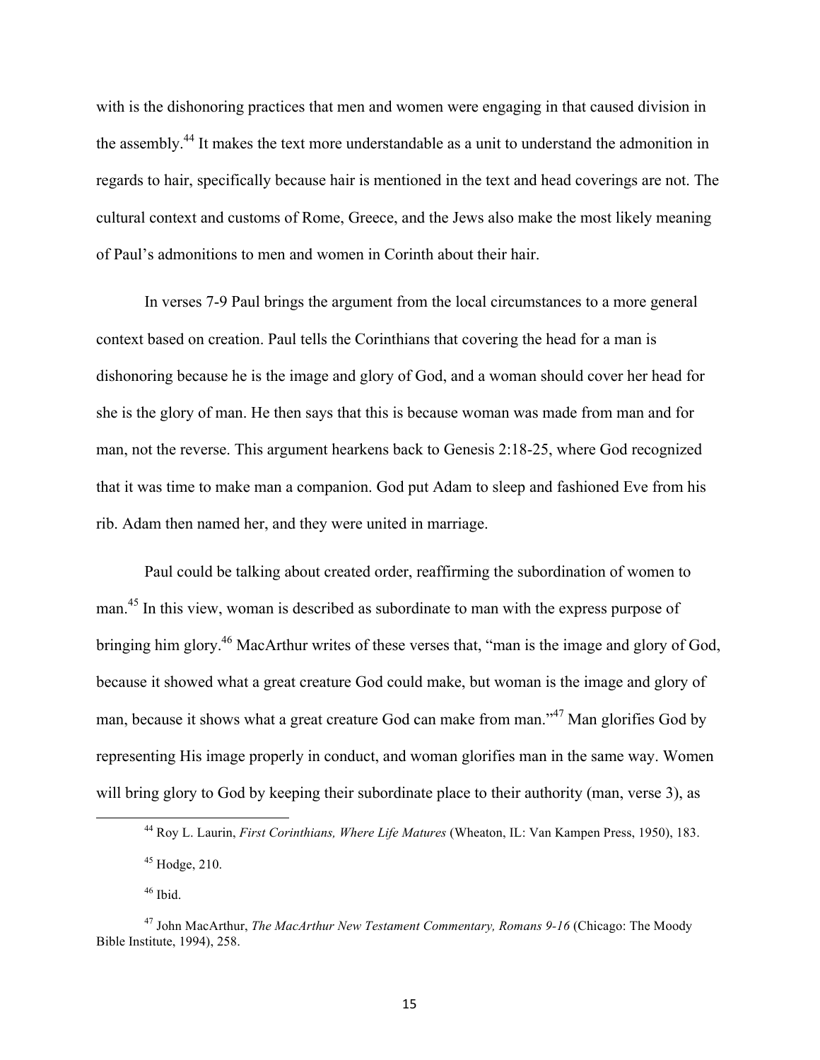with is the dishonoring practices that men and women were engaging in that caused division in the assembly.[44] It makes the text more understandable as a unit to understand the admonition in regards to hair, specifically because hair is mentioned in the text and head coverings are not. The cultural context and customs of Rome, Greece, and the Jews also make the most likely meaning of Paul's admonitions to men and women in Corinth about their hair.

In verses 7-9 Paul brings the argument from the local circumstances to a more general context based on creation. Paul tells the Corinthians that covering the head for a man is dishonoring because he is the image and glory of God, and a woman should cover her head for she is the glory of man. He then says that this is because woman was made from man and for man, not the reverse. This argument hearkens back to Genesis 2:18-25, where God recognized that it was time to make man a companion. God put Adam to sleep and fashioned Eve from his rib. Adam then named her, and they were united in marriage.

Paul could be talking about created order, reaffirming the subordination of women to man.[45] In this view, woman is described as subordinate to man with the express purpose of bringing him glory.[46] MacArthur writes of these verses that, "man is the image and glory of God, because it showed what a great creature God could make, but woman is the image and glory of man, because it shows what a great creature God can make from man."[47] Man glorifies God by representing His image properly in conduct, and woman glorifies man in the same way. Women will bring glory to God by keeping their subordinate place to their authority (man, verse 3), as

---

[44] Roy L. Laurin, *First Corinthians, Where Life Matures* (Wheaton, IL: Van Kampen Press, 1950), 183.

[45] Hodge, 210.

[46] Ibid.

[47] John MacArthur, *The MacArthur New Testament Commentary, Romans 9-16* (Chicago: The Moody Bible Institute, 1994), 258.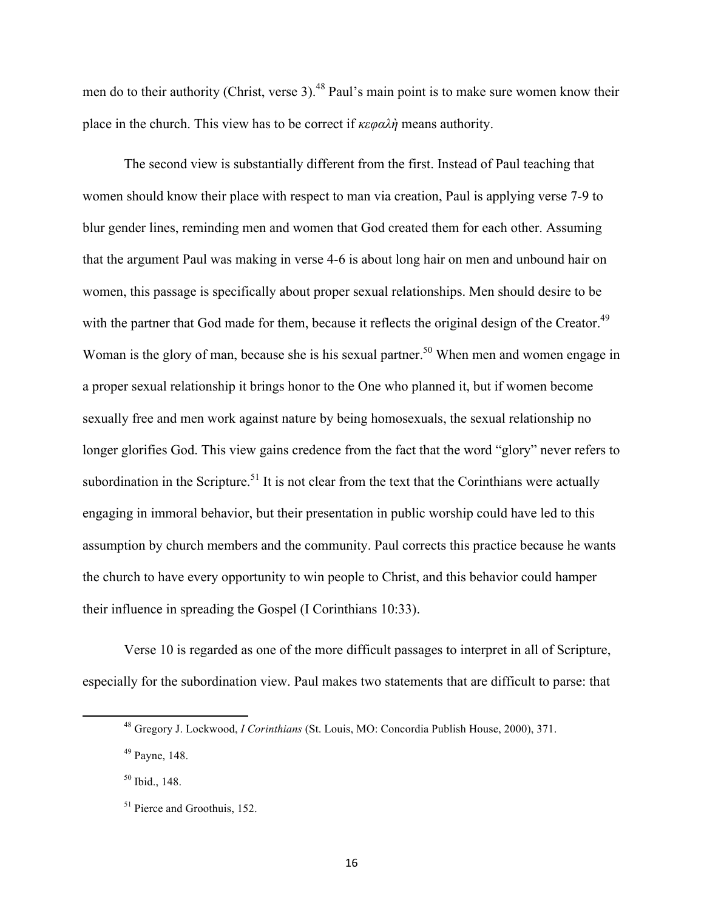men do to their authority (Christ, verse 3).[48] Paul's main point is to make sure women know their place in the church. This view has to be correct if *κεφαλὴ* means authority.

The second view is substantially different from the first. Instead of Paul teaching that women should know their place with respect to man via creation, Paul is applying verse 7-9 to blur gender lines, reminding men and women that God created them for each other. Assuming that the argument Paul was making in verse 4-6 is about long hair on men and unbound hair on women, this passage is specifically about proper sexual relationships. Men should desire to be with the partner that God made for them, because it reflects the original design of the Creator.[49] Woman is the glory of man, because she is his sexual partner.[50] When men and women engage in a proper sexual relationship it brings honor to the One who planned it, but if women become sexually free and men work against nature by being homosexuals, the sexual relationship no longer glorifies God. This view gains credence from the fact that the word "glory" never refers to subordination in the Scripture.[51] It is not clear from the text that the Corinthians were actually engaging in immoral behavior, but their presentation in public worship could have led to this assumption by church members and the community. Paul corrects this practice because he wants the church to have every opportunity to win people to Christ, and this behavior could hamper their influence in spreading the Gospel (I Corinthians 10:33).

Verse 10 is regarded as one of the more difficult passages to interpret in all of Scripture, especially for the subordination view. Paul makes two statements that are difficult to parse: that

---

[48] Gregory J. Lockwood, *I Corinthians* (St. Louis, MO: Concordia Publish House, 2000), 371.

[49] Payne, 148.

[50] Ibid., 148.

[51] Pierce and Groothuis, 152.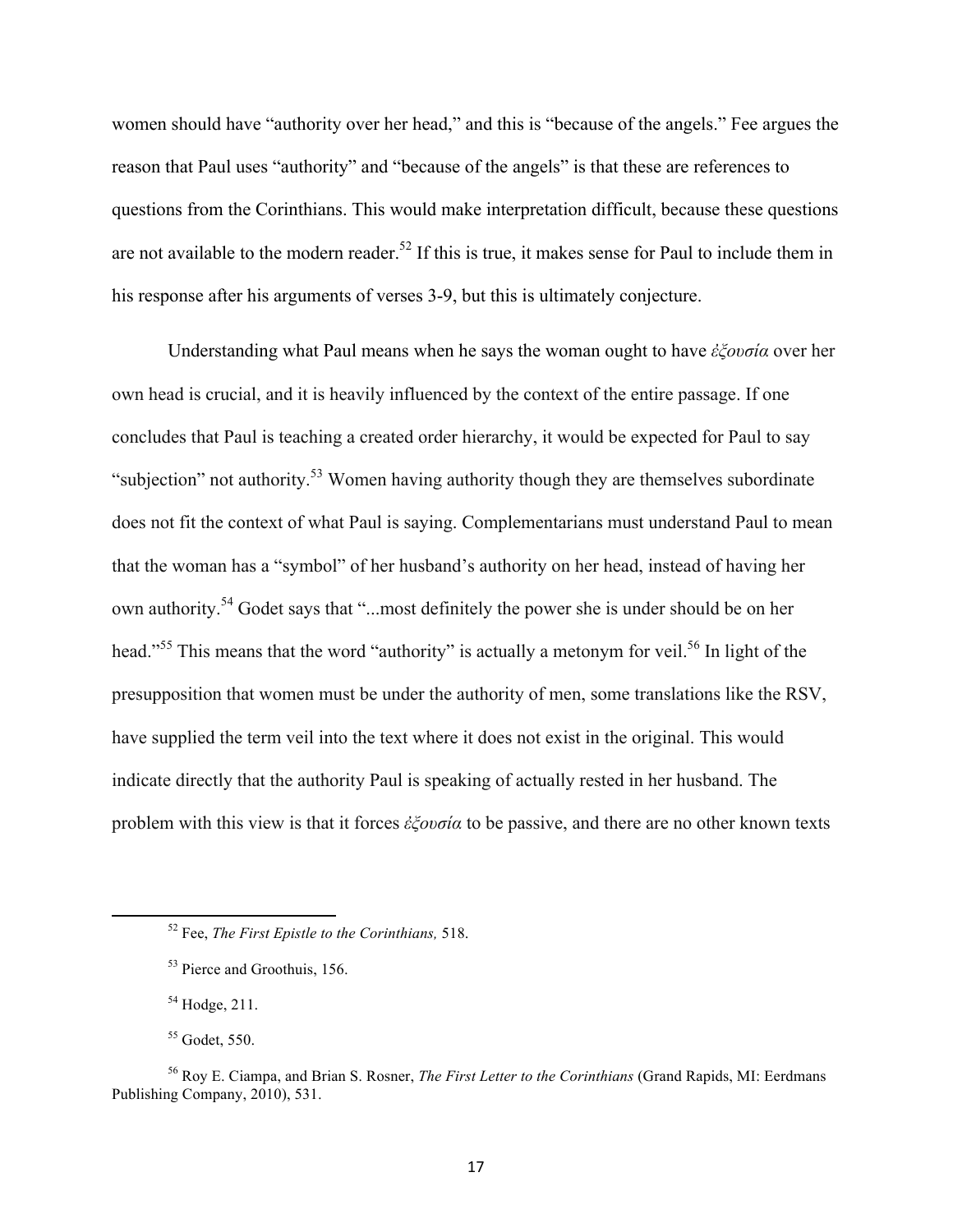women should have "authority over her head," and this is "because of the angels." Fee argues the reason that Paul uses "authority" and "because of the angels" is that these are references to questions from the Corinthians. This would make interpretation difficult, because these questions are not available to the modern reader.[52] If this is true, it makes sense for Paul to include them in his response after his arguments of verses 3-9, but this is ultimately conjecture.

Understanding what Paul means when he says the woman ought to have *ἐξουσία* over her own head is crucial, and it is heavily influenced by the context of the entire passage. If one concludes that Paul is teaching a created order hierarchy, it would be expected for Paul to say "subjection" not authority.[53] Women having authority though they are themselves subordinate does not fit the context of what Paul is saying. Complementarians must understand Paul to mean that the woman has a "symbol" of her husband's authority on her head, instead of having her own authority.[54] Godet says that "...most definitely the power she is under should be on her head."[55] This means that the word "authority" is actually a metonym for veil.[56] In light of the presupposition that women must be under the authority of men, some translations like the RSV, have supplied the term veil into the text where it does not exist in the original. This would indicate directly that the authority Paul is speaking of actually rested in her husband. The problem with this view is that it forces *ἐξουσία* to be passive, and there are no other known texts

---

[52] Fee, *The First Epistle to the Corinthians,* 518.

[53] Pierce and Groothuis, 156.

[54] Hodge, 211.

[55] Godet, 550.

[56] Roy E. Ciampa, and Brian S. Rosner, *The First Letter to the Corinthians* (Grand Rapids, MI: Eerdmans Publishing Company, 2010), 531.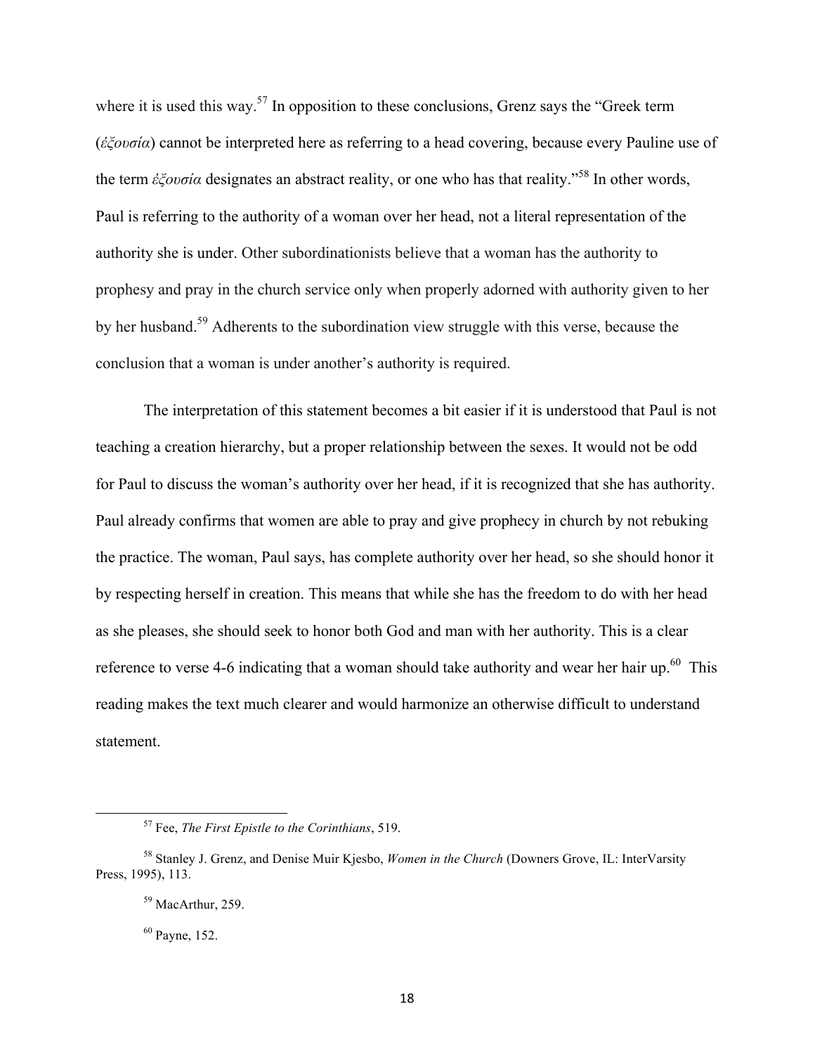where it is used this way.[57] In opposition to these conclusions, Grenz says the "Greek term (*ἐξουσία*) cannot be interpreted here as referring to a head covering, because every Pauline use of the term *ἐξουσία* designates an abstract reality, or one who has that reality."[58] In other words, Paul is referring to the authority of a woman over her head, not a literal representation of the authority she is under. Other subordinationists believe that a woman has the authority to prophesy and pray in the church service only when properly adorned with authority given to her by her husband.[59] Adherents to the subordination view struggle with this verse, because the conclusion that a woman is under another's authority is required.

The interpretation of this statement becomes a bit easier if it is understood that Paul is not teaching a creation hierarchy, but a proper relationship between the sexes. It would not be odd for Paul to discuss the woman's authority over her head, if it is recognized that she has authority. Paul already confirms that women are able to pray and give prophecy in church by not rebuking the practice. The woman, Paul says, has complete authority over her head, so she should honor it by respecting herself in creation. This means that while she has the freedom to do with her head as she pleases, she should seek to honor both God and man with her authority. This is a clear reference to verse 4-6 indicating that a woman should take authority and wear her hair up.[60] This reading makes the text much clearer and would harmonize an otherwise difficult to understand statement.

---

[57] Fee, *The First Epistle to the Corinthians*, 519.

[58] Stanley J. Grenz, and Denise Muir Kjesbo, *Women in the Church* (Downers Grove, IL: InterVarsity Press, 1995), 113.

[59] MacArthur, 259.

[60] Payne, 152.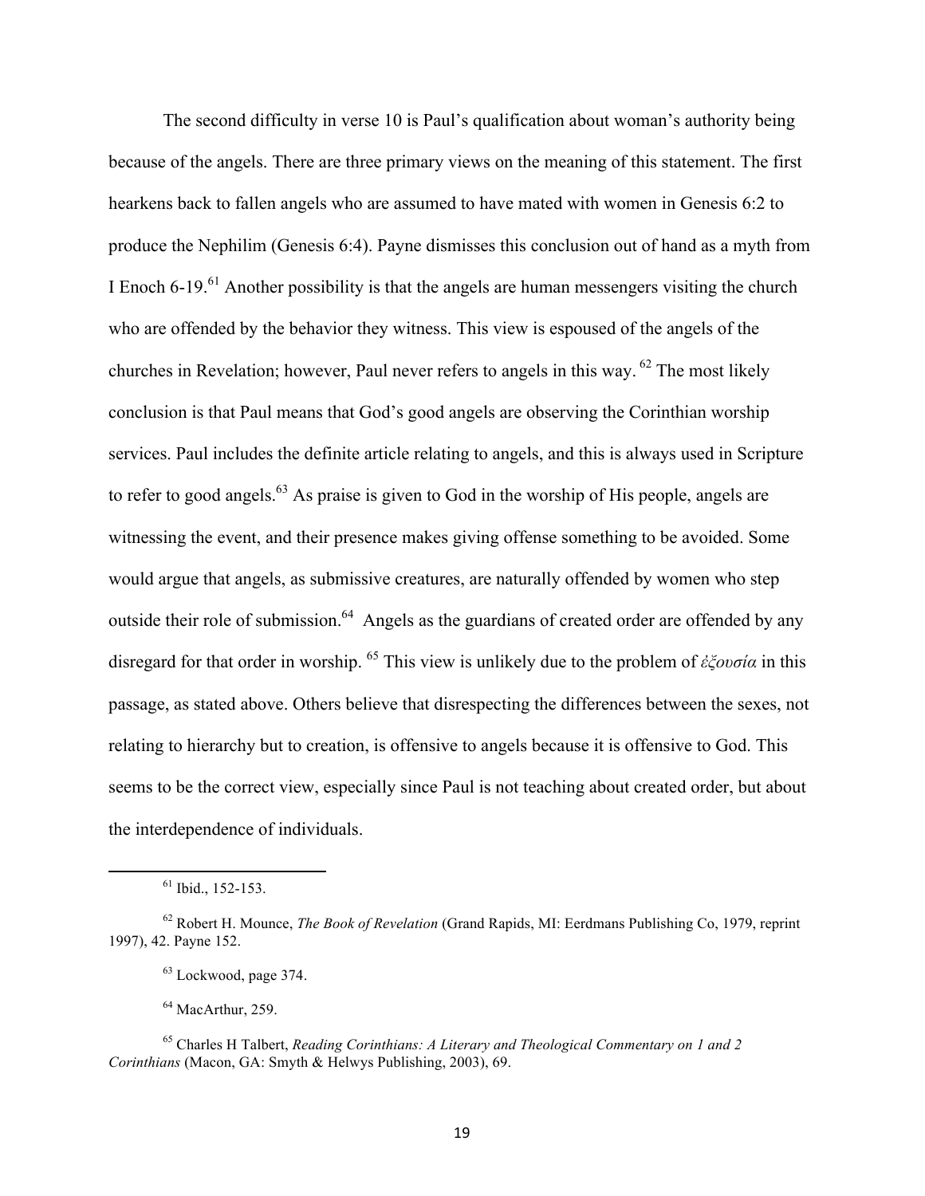The second difficulty in verse 10 is Paul's qualification about woman's authority being because of the angels. There are three primary views on the meaning of this statement. The first hearkens back to fallen angels who are assumed to have mated with women in Genesis 6:2 to produce the Nephilim (Genesis 6:4). Payne dismisses this conclusion out of hand as a myth from I Enoch 6-19.[61] Another possibility is that the angels are human messengers visiting the church who are offended by the behavior they witness. This view is espoused of the angels of the churches in Revelation; however, Paul never refers to angels in this way. [62] The most likely conclusion is that Paul means that God's good angels are observing the Corinthian worship services. Paul includes the definite article relating to angels, and this is always used in Scripture to refer to good angels.[63] As praise is given to God in the worship of His people, angels are witnessing the event, and their presence makes giving offense something to be avoided. Some would argue that angels, as submissive creatures, are naturally offended by women who step outside their role of submission.[64] Angels as the guardians of created order are offended by any disregard for that order in worship. [65] This view is unlikely due to the problem of *ἐξουσία* in this passage, as stated above. Others believe that disrespecting the differences between the sexes, not relating to hierarchy but to creation, is offensive to angels because it is offensive to God. This seems to be the correct view, especially since Paul is not teaching about created order, but about the interdependence of individuals.

---

[61] Ibid., 152-153.

[62] Robert H. Mounce, *The Book of Revelation* (Grand Rapids, MI: Eerdmans Publishing Co, 1979, reprint 1997), 42. Payne 152.

[63] Lockwood, page 374.

[64] MacArthur, 259.

[65] Charles H Talbert, *Reading Corinthians: A Literary and Theological Commentary on 1 and 2 Corinthians* (Macon, GA: Smyth & Helwys Publishing, 2003), 69.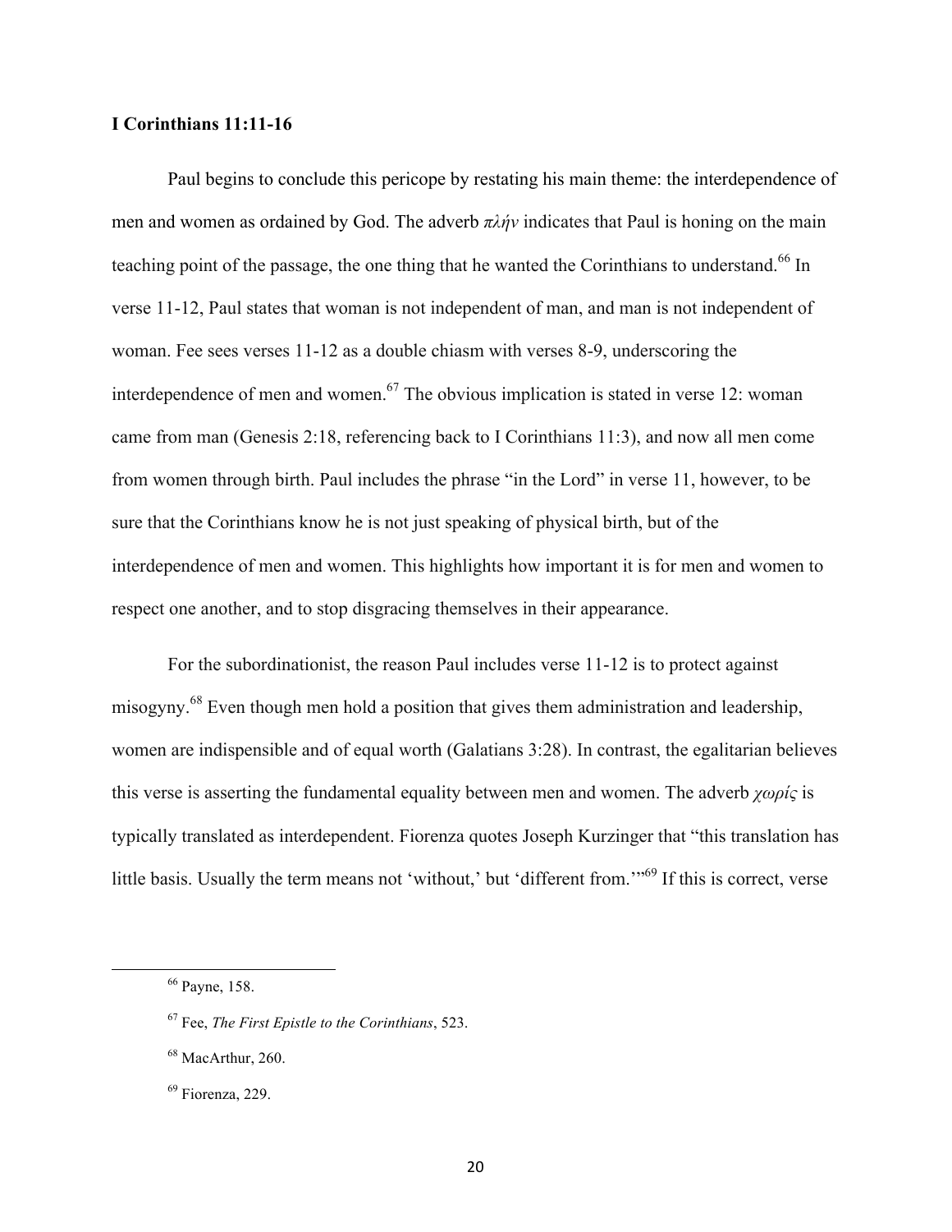**I Corinthians 11:11-16**

Paul begins to conclude this pericope by restating his main theme: the interdependence of men and women as ordained by God. The adverb *πλήν* indicates that Paul is honing on the main teaching point of the passage, the one thing that he wanted the Corinthians to understand.[66] In verse 11-12, Paul states that woman is not independent of man, and man is not independent of woman. Fee sees verses 11-12 as a double chiasm with verses 8-9, underscoring the interdependence of men and women.[67] The obvious implication is stated in verse 12: woman came from man (Genesis 2:18, referencing back to I Corinthians 11:3), and now all men come from women through birth. Paul includes the phrase "in the Lord" in verse 11, however, to be sure that the Corinthians know he is not just speaking of physical birth, but of the interdependence of men and women. This highlights how important it is for men and women to respect one another, and to stop disgracing themselves in their appearance.

For the subordinationist, the reason Paul includes verse 11-12 is to protect against misogyny.[68] Even though men hold a position that gives them administration and leadership, women are indispensible and of equal worth (Galatians 3:28). In contrast, the egalitarian believes this verse is asserting the fundamental equality between men and women. The adverb *χωρίς* is typically translated as interdependent. Fiorenza quotes Joseph Kurzinger that "this translation has little basis. Usually the term means not 'without,' but 'different from.'"[69] If this is correct, verse

---

[66] Payne, 158.

[67] Fee, *The First Epistle to the Corinthians*, 523.

[68] MacArthur, 260.

[69] Fiorenza, 229.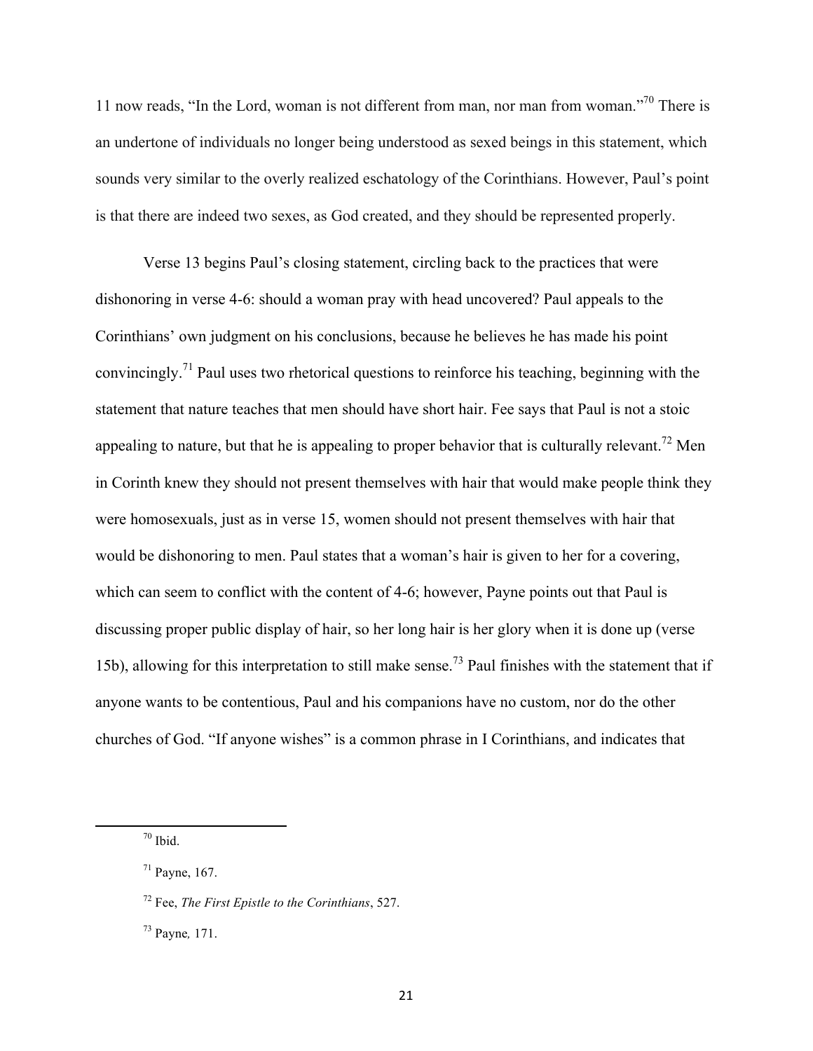11 now reads, "In the Lord, woman is not different from man, nor man from woman."[70] There is an undertone of individuals no longer being understood as sexed beings in this statement, which sounds very similar to the overly realized eschatology of the Corinthians. However, Paul's point is that there are indeed two sexes, as God created, and they should be represented properly.

Verse 13 begins Paul's closing statement, circling back to the practices that were dishonoring in verse 4-6: should a woman pray with head uncovered? Paul appeals to the Corinthians' own judgment on his conclusions, because he believes he has made his point convincingly.[71] Paul uses two rhetorical questions to reinforce his teaching, beginning with the statement that nature teaches that men should have short hair. Fee says that Paul is not a stoic appealing to nature, but that he is appealing to proper behavior that is culturally relevant.[72] Men in Corinth knew they should not present themselves with hair that would make people think they were homosexuals, just as in verse 15, women should not present themselves with hair that would be dishonoring to men. Paul states that a woman's hair is given to her for a covering, which can seem to conflict with the content of 4-6; however, Payne points out that Paul is discussing proper public display of hair, so her long hair is her glory when it is done up (verse 15b), allowing for this interpretation to still make sense.[73] Paul finishes with the statement that if anyone wants to be contentious, Paul and his companions have no custom, nor do the other churches of God. "If anyone wishes" is a common phrase in I Corinthians, and indicates that

---

[70] Ibid.

[71] Payne, 167.

[72] Fee, *The First Epistle to the Corinthians*, 527.

[73] Payne, 171.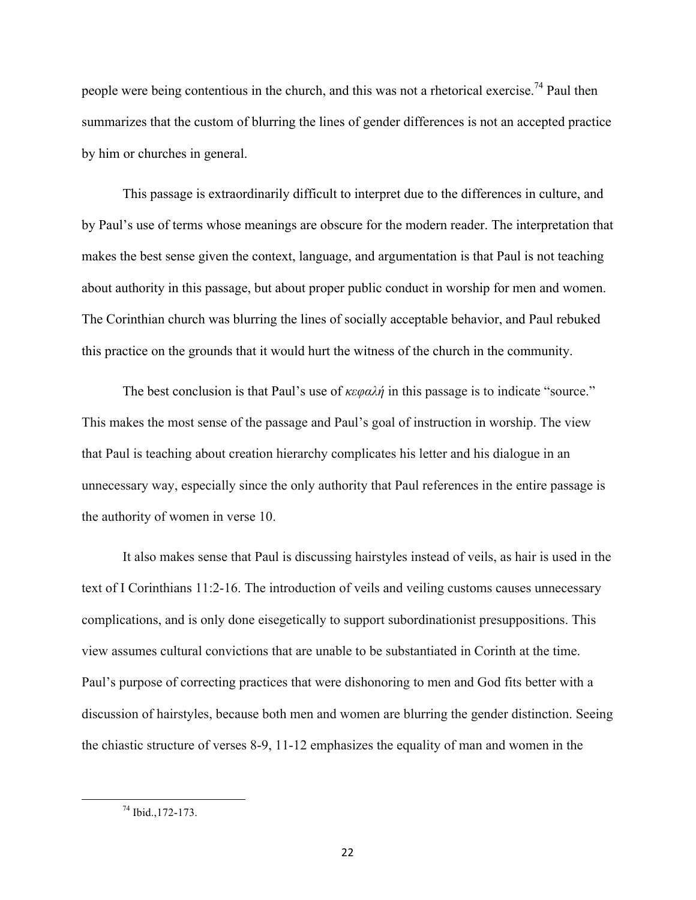people were being contentious in the church, and this was not a rhetorical exercise.[74] Paul then summarizes that the custom of blurring the lines of gender differences is not an accepted practice by him or churches in general.

This passage is extraordinarily difficult to interpret due to the differences in culture, and by Paul's use of terms whose meanings are obscure for the modern reader. The interpretation that makes the best sense given the context, language, and argumentation is that Paul is not teaching about authority in this passage, but about proper public conduct in worship for men and women. The Corinthian church was blurring the lines of socially acceptable behavior, and Paul rebuked this practice on the grounds that it would hurt the witness of the church in the community.

The best conclusion is that Paul's use of *κεφαλή* in this passage is to indicate "source." This makes the most sense of the passage and Paul's goal of instruction in worship. The view that Paul is teaching about creation hierarchy complicates his letter and his dialogue in an unnecessary way, especially since the only authority that Paul references in the entire passage is the authority of women in verse 10.

It also makes sense that Paul is discussing hairstyles instead of veils, as hair is used in the text of I Corinthians 11:2-16. The introduction of veils and veiling customs causes unnecessary complications, and is only done eisegetically to support subordinationist presuppositions. This view assumes cultural convictions that are unable to be substantiated in Corinth at the time. Paul's purpose of correcting practices that were dishonoring to men and God fits better with a discussion of hairstyles, because both men and women are blurring the gender distinction. Seeing the chiastic structure of verses 8-9, 11-12 emphasizes the equality of man and women in the

[74] Ibid.,172-173.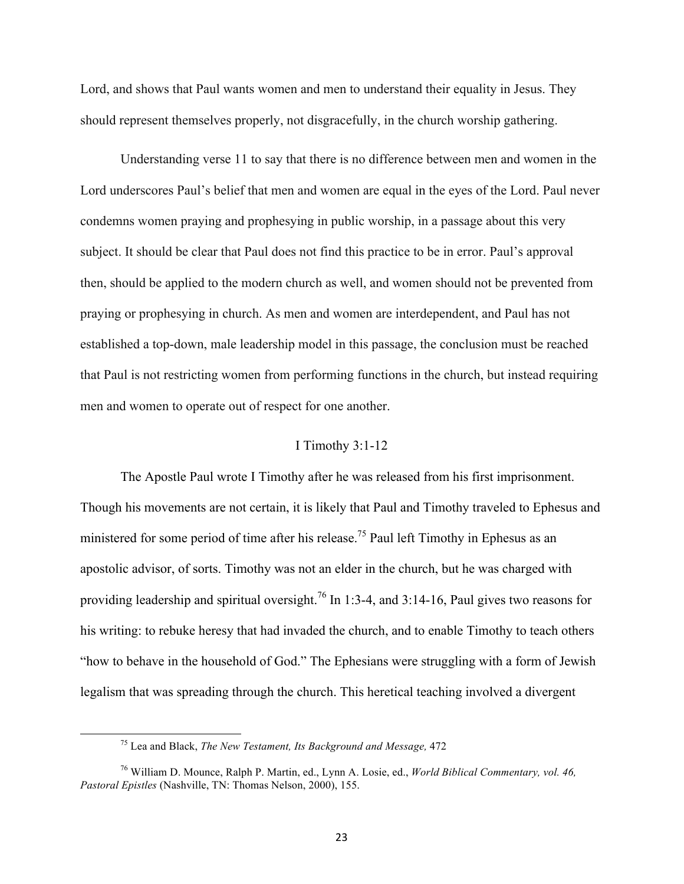Lord, and shows that Paul wants women and men to understand their equality in Jesus. They should represent themselves properly, not disgracefully, in the church worship gathering.

Understanding verse 11 to say that there is no difference between men and women in the Lord underscores Paul's belief that men and women are equal in the eyes of the Lord. Paul never condemns women praying and prophesying in public worship, in a passage about this very subject. It should be clear that Paul does not find this practice to be in error. Paul's approval then, should be applied to the modern church as well, and women should not be prevented from praying or prophesying in church. As men and women are interdependent, and Paul has not established a top-down, male leadership model in this passage, the conclusion must be reached that Paul is not restricting women from performing functions in the church, but instead requiring men and women to operate out of respect for one another.

## I Timothy 3:1-12

The Apostle Paul wrote I Timothy after he was released from his first imprisonment. Though his movements are not certain, it is likely that Paul and Timothy traveled to Ephesus and ministered for some period of time after his release.[75] Paul left Timothy in Ephesus as an apostolic advisor, of sorts. Timothy was not an elder in the church, but he was charged with providing leadership and spiritual oversight.[76] In 1:3-4, and 3:14-16, Paul gives two reasons for his writing: to rebuke heresy that had invaded the church, and to enable Timothy to teach others "how to behave in the household of God." The Ephesians were struggling with a form of Jewish legalism that was spreading through the church. This heretical teaching involved a divergent

[75] Lea and Black, *The New Testament, Its Background and Message,* 472

[76] William D. Mounce, Ralph P. Martin, ed., Lynn A. Losie, ed., *World Biblical Commentary, vol. 46, Pastoral Epistles* (Nashville, TN: Thomas Nelson, 2000), 155.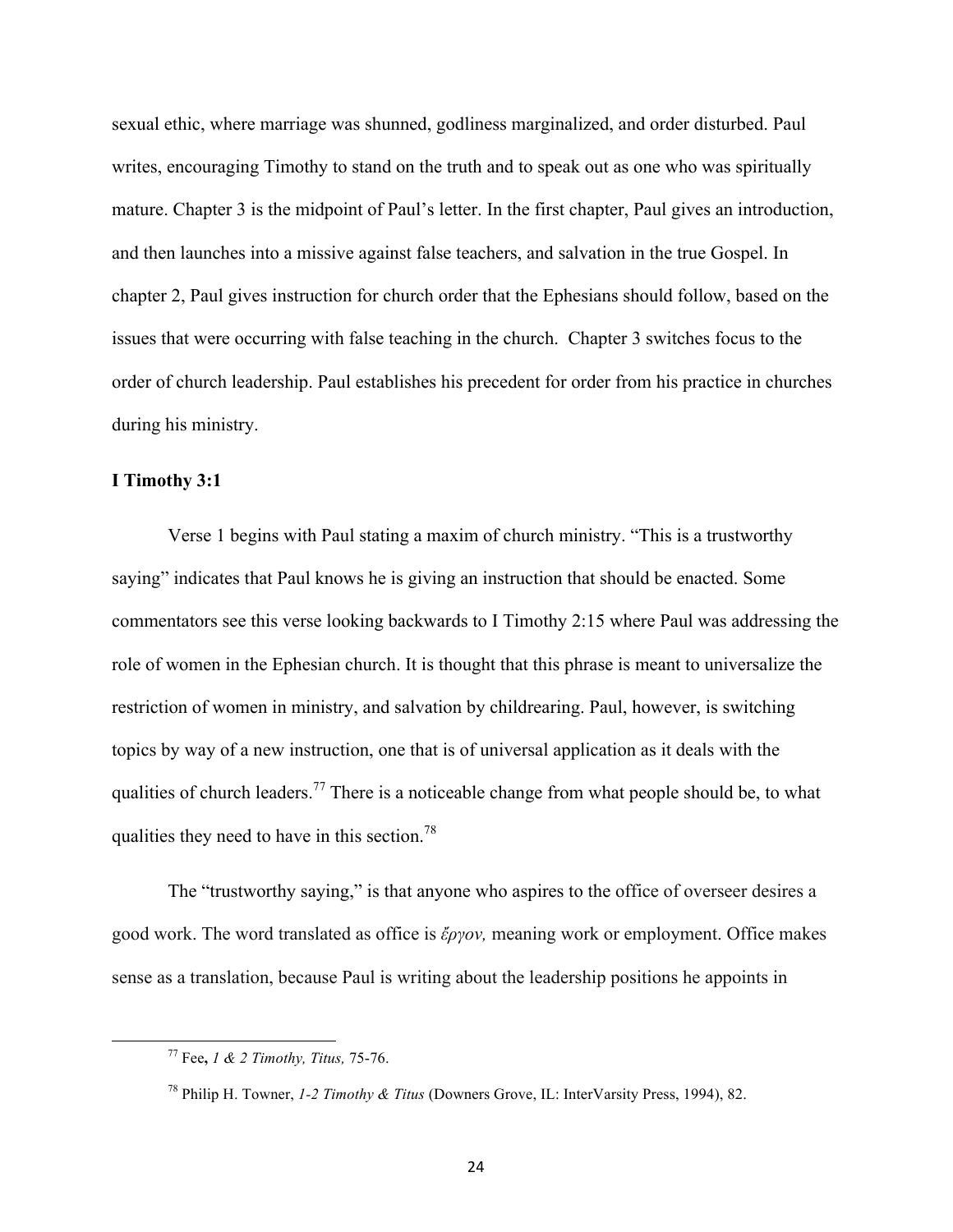sexual ethic, where marriage was shunned, godliness marginalized, and order disturbed. Paul writes, encouraging Timothy to stand on the truth and to speak out as one who was spiritually mature. Chapter 3 is the midpoint of Paul's letter. In the first chapter, Paul gives an introduction, and then launches into a missive against false teachers, and salvation in the true Gospel. In chapter 2, Paul gives instruction for church order that the Ephesians should follow, based on the issues that were occurring with false teaching in the church. Chapter 3 switches focus to the order of church leadership. Paul establishes his precedent for order from his practice in churches during his ministry.

**I Timothy 3:1**

Verse 1 begins with Paul stating a maxim of church ministry. "This is a trustworthy saying" indicates that Paul knows he is giving an instruction that should be enacted. Some commentators see this verse looking backwards to I Timothy 2:15 where Paul was addressing the role of women in the Ephesian church. It is thought that this phrase is meant to universalize the restriction of women in ministry, and salvation by childrearing. Paul, however, is switching topics by way of a new instruction, one that is of universal application as it deals with the qualities of church leaders.[77] There is a noticeable change from what people should be, to what qualities they need to have in this section.[78]

The "trustworthy saying," is that anyone who aspires to the office of overseer desires a good work. The word translated as office is *ἔργον,* meaning work or employment. Office makes sense as a translation, because Paul is writing about the leadership positions he appoints in

---

[77] Fee, *1 & 2 Timothy, Titus,* 75-76.

[78] Philip H. Towner, *1-2 Timothy & Titus* (Downers Grove, IL: InterVarsity Press, 1994), 82.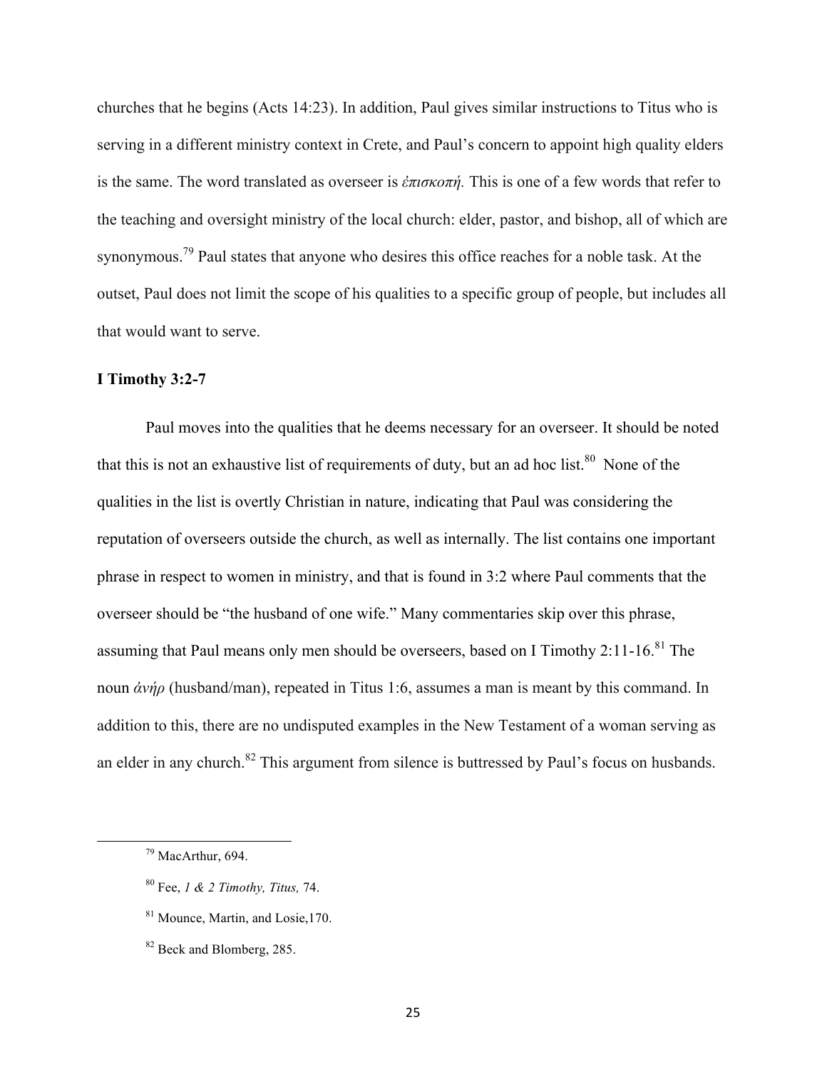churches that he begins (Acts 14:23). In addition, Paul gives similar instructions to Titus who is serving in a different ministry context in Crete, and Paul's concern to appoint high quality elders is the same. The word translated as overseer is *ἐπισκοπή.* This is one of a few words that refer to the teaching and oversight ministry of the local church: elder, pastor, and bishop, all of which are synonymous.[79] Paul states that anyone who desires this office reaches for a noble task. At the outset, Paul does not limit the scope of his qualities to a specific group of people, but includes all that would want to serve.

**I Timothy 3:2-7**

Paul moves into the qualities that he deems necessary for an overseer. It should be noted that this is not an exhaustive list of requirements of duty, but an ad hoc list.[80] None of the qualities in the list is overtly Christian in nature, indicating that Paul was considering the reputation of overseers outside the church, as well as internally. The list contains one important phrase in respect to women in ministry, and that is found in 3:2 where Paul comments that the overseer should be "the husband of one wife." Many commentaries skip over this phrase, assuming that Paul means only men should be overseers, based on I Timothy 2:11-16.[81] The noun *ἀνήρ* (husband/man), repeated in Titus 1:6, assumes a man is meant by this command. In addition to this, there are no undisputed examples in the New Testament of a woman serving as an elder in any church.[82] This argument from silence is buttressed by Paul's focus on husbands.

---

[79] MacArthur, 694.

[80] Fee, *1 & 2 Timothy, Titus,* 74.

[81] Mounce, Martin, and Losie,170.

[82] Beck and Blomberg, 285.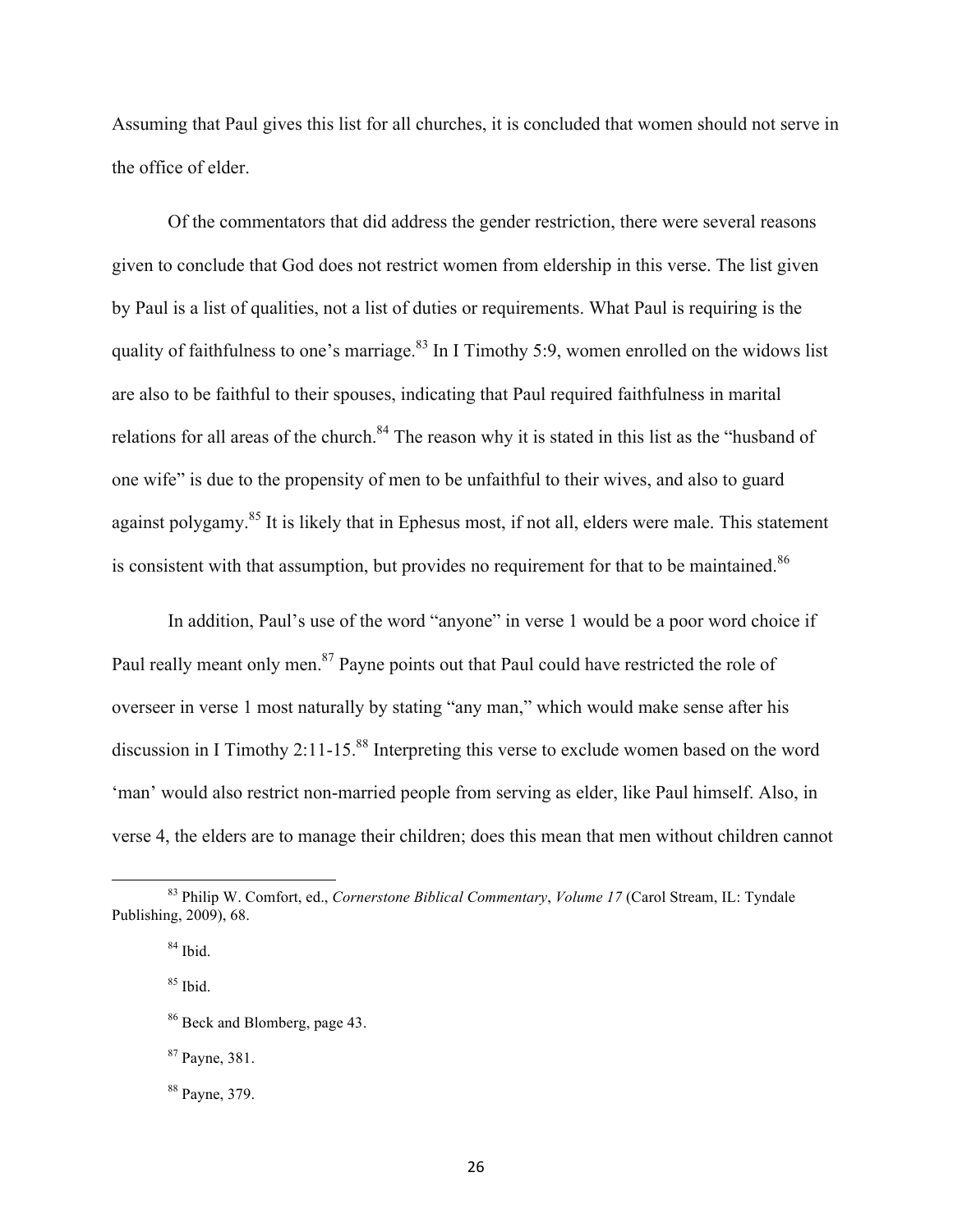Assuming that Paul gives this list for all churches, it is concluded that women should not serve in the office of elder.

Of the commentators that did address the gender restriction, there were several reasons given to conclude that God does not restrict women from eldership in this verse. The list given by Paul is a list of qualities, not a list of duties or requirements. What Paul is requiring is the quality of faithfulness to one's marriage.[83] In I Timothy 5:9, women enrolled on the widows list are also to be faithful to their spouses, indicating that Paul required faithfulness in marital relations for all areas of the church.[84] The reason why it is stated in this list as the "husband of one wife" is due to the propensity of men to be unfaithful to their wives, and also to guard against polygamy.[85] It is likely that in Ephesus most, if not all, elders were male. This statement is consistent with that assumption, but provides no requirement for that to be maintained.[86]

In addition, Paul's use of the word "anyone" in verse 1 would be a poor word choice if Paul really meant only men.[87] Payne points out that Paul could have restricted the role of overseer in verse 1 most naturally by stating "any man," which would make sense after his discussion in I Timothy 2:11-15.[88] Interpreting this verse to exclude women based on the word 'man' would also restrict non-married people from serving as elder, like Paul himself. Also, in verse 4, the elders are to manage their children; does this mean that men without children cannot

---

[83] Philip W. Comfort, ed., *Cornerstone Biblical Commentary*, *Volume 17* (Carol Stream, IL: Tyndale Publishing, 2009), 68.

[84] Ibid.

[85] Ibid.

[86] Beck and Blomberg, page 43.

[87] Payne, 381.

[88] Payne, 379.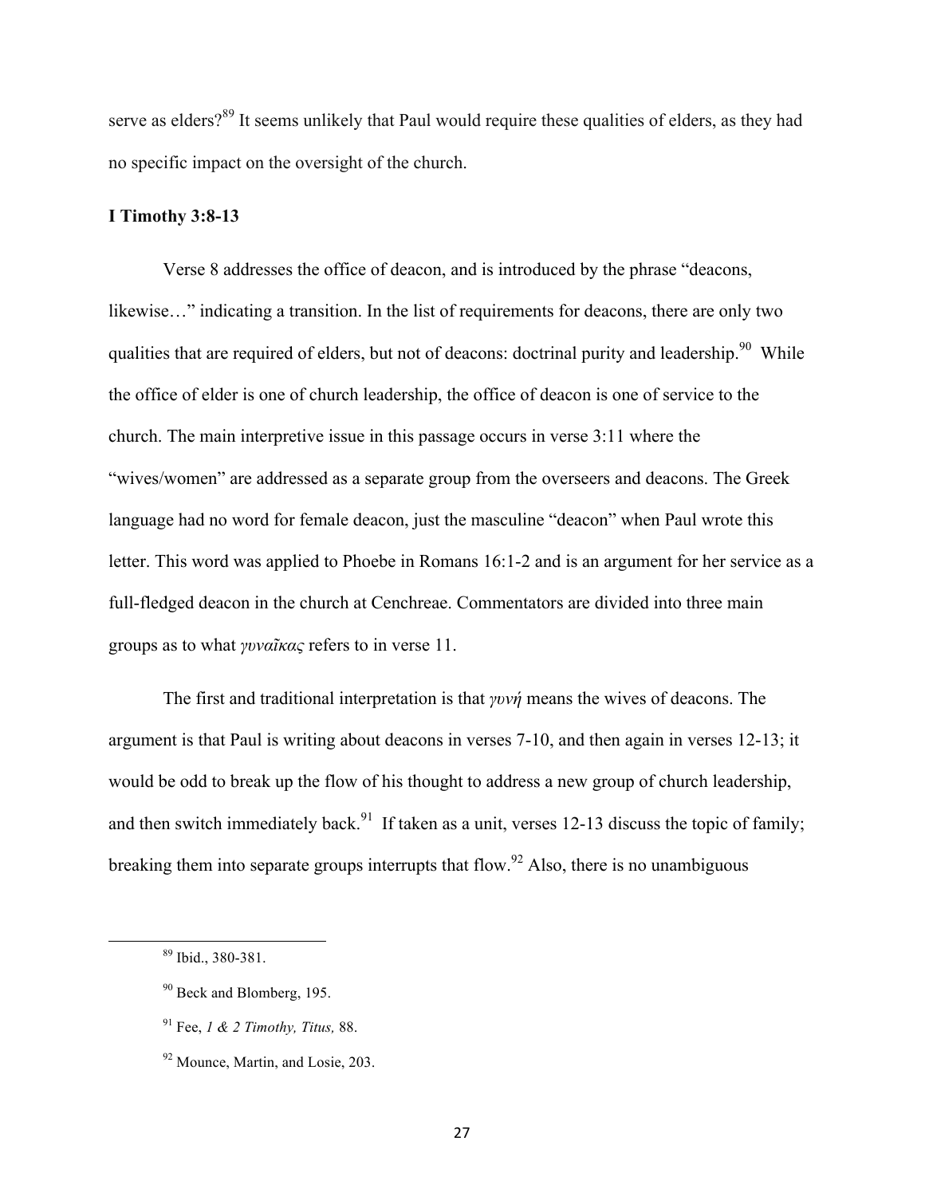serve as elders?[89] It seems unlikely that Paul would require these qualities of elders, as they had no specific impact on the oversight of the church.

**I Timothy 3:8-13**

Verse 8 addresses the office of deacon, and is introduced by the phrase "deacons, likewise…" indicating a transition. In the list of requirements for deacons, there are only two qualities that are required of elders, but not of deacons: doctrinal purity and leadership.[90] While the office of elder is one of church leadership, the office of deacon is one of service to the church. The main interpretive issue in this passage occurs in verse 3:11 where the "wives/women" are addressed as a separate group from the overseers and deacons. The Greek language had no word for female deacon, just the masculine "deacon" when Paul wrote this letter. This word was applied to Phoebe in Romans 16:1-2 and is an argument for her service as a full-fledged deacon in the church at Cenchreae. Commentators are divided into three main groups as to what *γυναῖκας* refers to in verse 11.

The first and traditional interpretation is that *γυνή* means the wives of deacons. The argument is that Paul is writing about deacons in verses 7-10, and then again in verses 12-13; it would be odd to break up the flow of his thought to address a new group of church leadership, and then switch immediately back.[91] If taken as a unit, verses 12-13 discuss the topic of family; breaking them into separate groups interrupts that flow.[92] Also, there is no unambiguous

---

[89] Ibid., 380-381.

[90] Beck and Blomberg, 195.

[91] Fee, *1 & 2 Timothy, Titus,* 88.

[92] Mounce, Martin, and Losie, 203.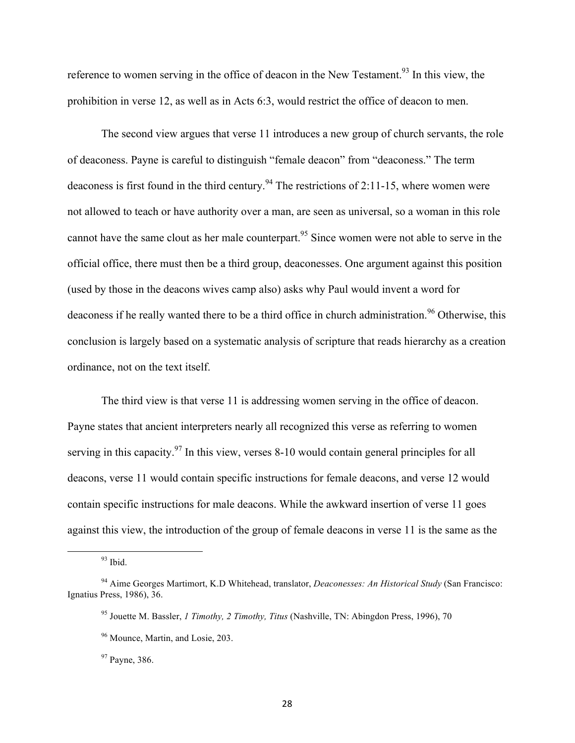reference to women serving in the office of deacon in the New Testament.[93] In this view, the prohibition in verse 12, as well as in Acts 6:3, would restrict the office of deacon to men.

The second view argues that verse 11 introduces a new group of church servants, the role of deaconess. Payne is careful to distinguish "female deacon" from "deaconess." The term deaconess is first found in the third century.[94] The restrictions of 2:11-15, where women were not allowed to teach or have authority over a man, are seen as universal, so a woman in this role cannot have the same clout as her male counterpart.[95] Since women were not able to serve in the official office, there must then be a third group, deaconesses. One argument against this position (used by those in the deacons wives camp also) asks why Paul would invent a word for deaconess if he really wanted there to be a third office in church administration.[96] Otherwise, this conclusion is largely based on a systematic analysis of scripture that reads hierarchy as a creation ordinance, not on the text itself.

The third view is that verse 11 is addressing women serving in the office of deacon. Payne states that ancient interpreters nearly all recognized this verse as referring to women serving in this capacity.[97] In this view, verses 8-10 would contain general principles for all deacons, verse 11 would contain specific instructions for female deacons, and verse 12 would contain specific instructions for male deacons. While the awkward insertion of verse 11 goes against this view, the introduction of the group of female deacons in verse 11 is the same as the

---

[93] Ibid.

[94] Aime Georges Martimort, K.D Whitehead, translator, *Deaconesses: An Historical Study* (San Francisco: Ignatius Press, 1986), 36.

[95] Jouette M. Bassler, *1 Timothy, 2 Timothy, Titus* (Nashville, TN: Abingdon Press, 1996), 70

[96] Mounce, Martin, and Losie, 203.

[97] Payne, 386.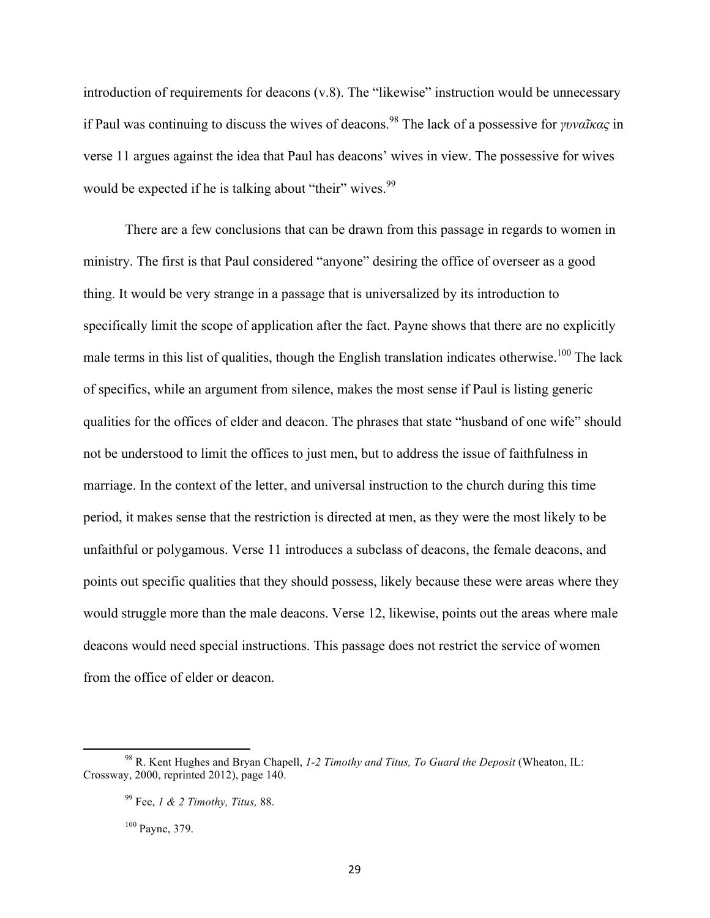introduction of requirements for deacons (v.8). The "likewise" instruction would be unnecessary if Paul was continuing to discuss the wives of deacons.[98] The lack of a possessive for *γυναῖκας* in verse 11 argues against the idea that Paul has deacons' wives in view. The possessive for wives would be expected if he is talking about "their" wives.[99]

There are a few conclusions that can be drawn from this passage in regards to women in ministry. The first is that Paul considered "anyone" desiring the office of overseer as a good thing. It would be very strange in a passage that is universalized by its introduction to specifically limit the scope of application after the fact. Payne shows that there are no explicitly male terms in this list of qualities, though the English translation indicates otherwise.[100] The lack of specifics, while an argument from silence, makes the most sense if Paul is listing generic qualities for the offices of elder and deacon. The phrases that state "husband of one wife" should not be understood to limit the offices to just men, but to address the issue of faithfulness in marriage. In the context of the letter, and universal instruction to the church during this time period, it makes sense that the restriction is directed at men, as they were the most likely to be unfaithful or polygamous. Verse 11 introduces a subclass of deacons, the female deacons, and points out specific qualities that they should possess, likely because these were areas where they would struggle more than the male deacons. Verse 12, likewise, points out the areas where male deacons would need special instructions. This passage does not restrict the service of women from the office of elder or deacon.

---

[98] R. Kent Hughes and Bryan Chapell, *1-2 Timothy and Titus, To Guard the Deposit* (Wheaton, IL: Crossway, 2000, reprinted 2012), page 140.

[99] Fee, *1 & 2 Timothy, Titus,* 88.

[100] Payne, 379.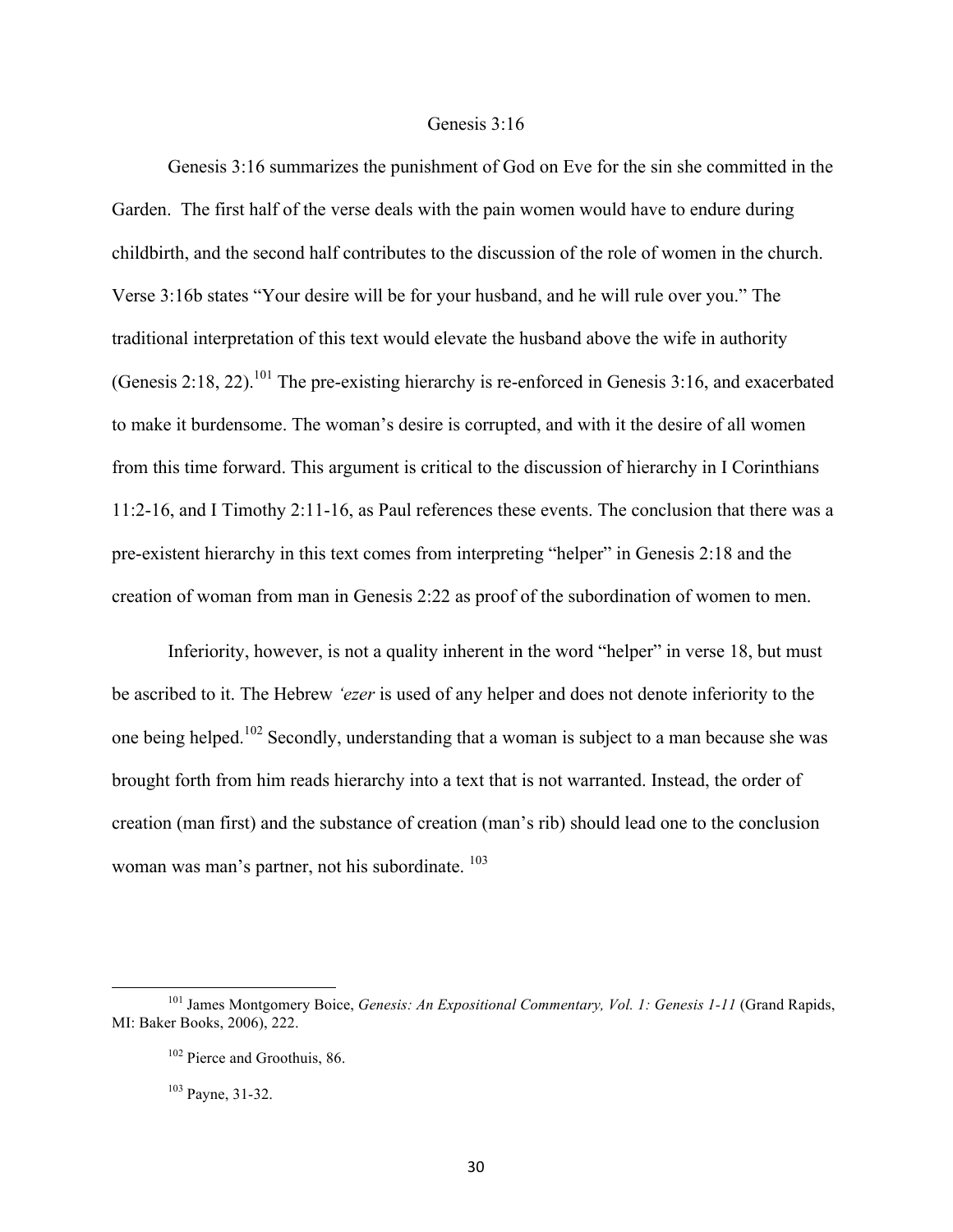## Genesis 3:16

Genesis 3:16 summarizes the punishment of God on Eve for the sin she committed in the Garden. The first half of the verse deals with the pain women would have to endure during childbirth, and the second half contributes to the discussion of the role of women in the church. Verse 3:16b states "Your desire will be for your husband, and he will rule over you." The traditional interpretation of this text would elevate the husband above the wife in authority (Genesis 2:18, 22).[101] The pre-existing hierarchy is re-enforced in Genesis 3:16, and exacerbated to make it burdensome. The woman's desire is corrupted, and with it the desire of all women from this time forward. This argument is critical to the discussion of hierarchy in I Corinthians 11:2-16, and I Timothy 2:11-16, as Paul references these events. The conclusion that there was a pre-existent hierarchy in this text comes from interpreting "helper" in Genesis 2:18 and the creation of woman from man in Genesis 2:22 as proof of the subordination of women to men.

Inferiority, however, is not a quality inherent in the word "helper" in verse 18, but must be ascribed to it. The Hebrew *'ezer* is used of any helper and does not denote inferiority to the one being helped.[102] Secondly, understanding that a woman is subject to a man because she was brought forth from him reads hierarchy into a text that is not warranted. Instead, the order of creation (man first) and the substance of creation (man's rib) should lead one to the conclusion woman was man's partner, not his subordinate.[103]

---

[101] James Montgomery Boice, *Genesis: An Expositional Commentary, Vol. 1: Genesis 1-11* (Grand Rapids, MI: Baker Books, 2006), 222.

[102] Pierce and Groothuis, 86.

[103] Payne, 31-32.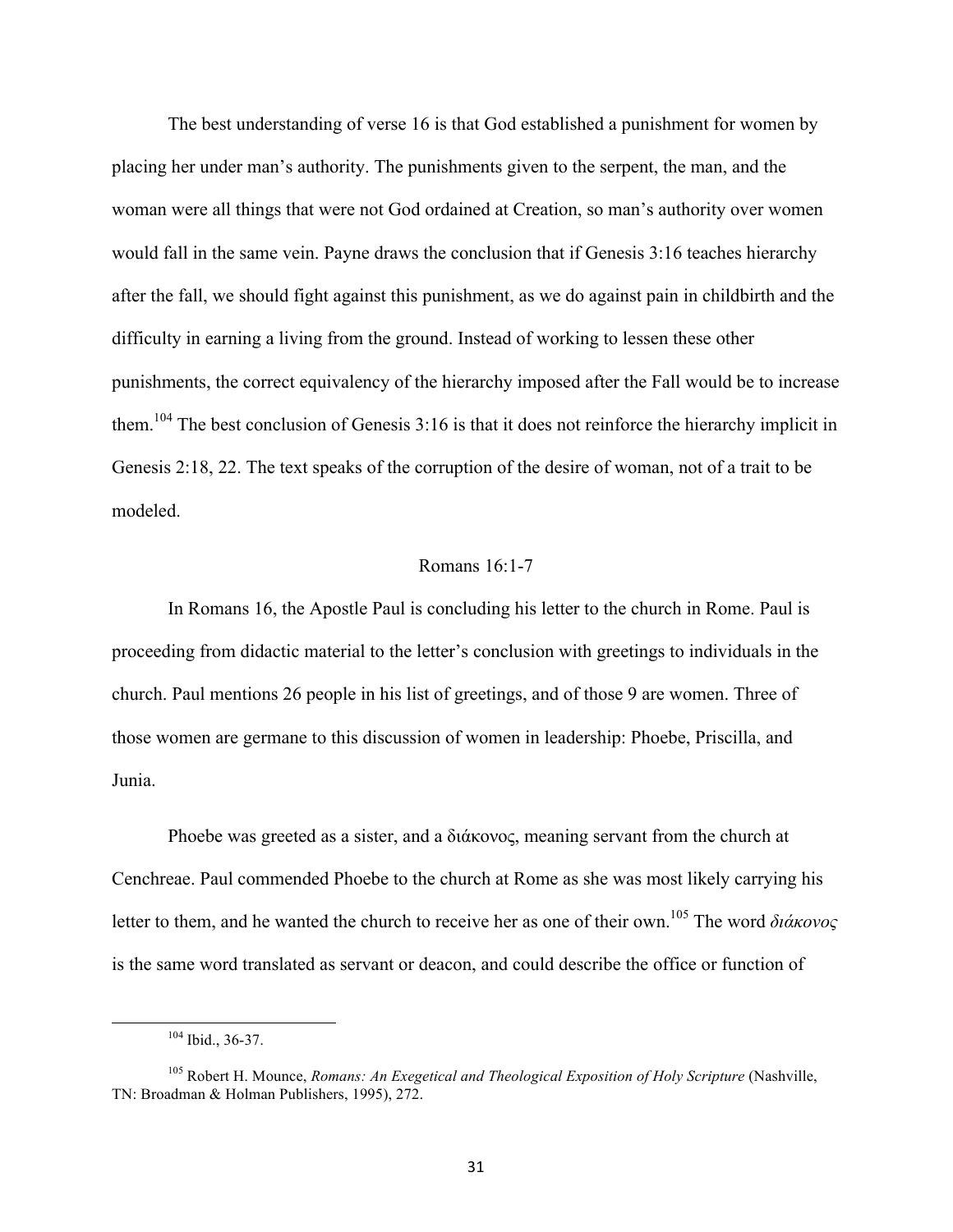The best understanding of verse 16 is that God established a punishment for women by placing her under man's authority. The punishments given to the serpent, the man, and the woman were all things that were not God ordained at Creation, so man's authority over women would fall in the same vein. Payne draws the conclusion that if Genesis 3:16 teaches hierarchy after the fall, we should fight against this punishment, as we do against pain in childbirth and the difficulty in earning a living from the ground. Instead of working to lessen these other punishments, the correct equivalency of the hierarchy imposed after the Fall would be to increase them.[104] The best conclusion of Genesis 3:16 is that it does not reinforce the hierarchy implicit in Genesis 2:18, 22. The text speaks of the corruption of the desire of woman, not of a trait to be modeled.

## Romans 16:1-7

In Romans 16, the Apostle Paul is concluding his letter to the church in Rome. Paul is proceeding from didactic material to the letter's conclusion with greetings to individuals in the church. Paul mentions 26 people in his list of greetings, and of those 9 are women. Three of those women are germane to this discussion of women in leadership: Phoebe, Priscilla, and Junia.

Phoebe was greeted as a sister, and a διάκονος, meaning servant from the church at Cenchreae. Paul commended Phoebe to the church at Rome as she was most likely carrying his letter to them, and he wanted the church to receive her as one of their own.[105] The word *διάκονος* is the same word translated as servant or deacon, and could describe the office or function of

[104] Ibid., 36-37.

[105] Robert H. Mounce, *Romans: An Exegetical and Theological Exposition of Holy Scripture* (Nashville, TN: Broadman & Holman Publishers, 1995), 272.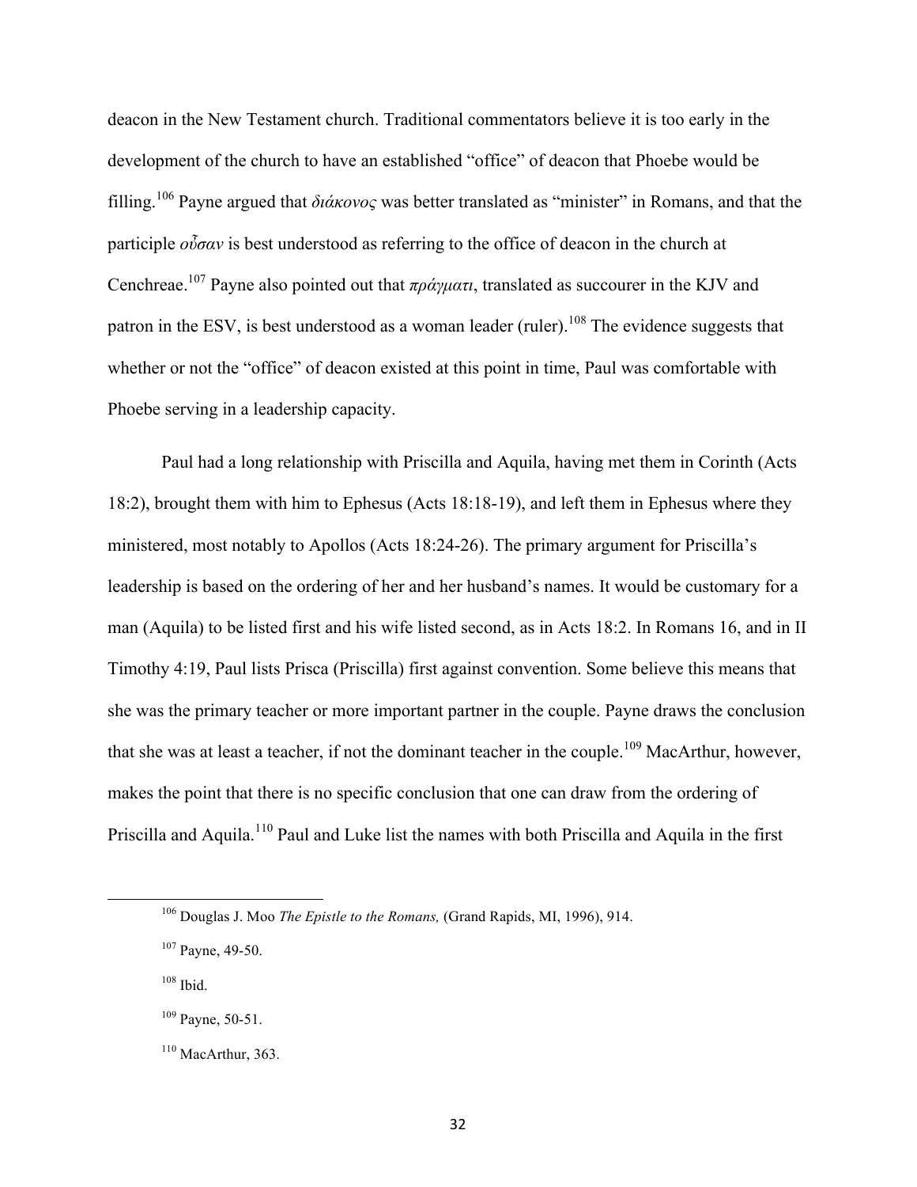deacon in the New Testament church. Traditional commentators believe it is too early in the development of the church to have an established "office" of deacon that Phoebe would be filling.[106] Payne argued that *διάκονος* was better translated as "minister" in Romans, and that the participle *οὖσαν* is best understood as referring to the office of deacon in the church at Cenchreae.[107] Payne also pointed out that *πράγματι*, translated as succourer in the KJV and patron in the ESV, is best understood as a woman leader (ruler).[108] The evidence suggests that whether or not the "office" of deacon existed at this point in time, Paul was comfortable with Phoebe serving in a leadership capacity.

Paul had a long relationship with Priscilla and Aquila, having met them in Corinth (Acts 18:2), brought them with him to Ephesus (Acts 18:18-19), and left them in Ephesus where they ministered, most notably to Apollos (Acts 18:24-26). The primary argument for Priscilla's leadership is based on the ordering of her and her husband's names. It would be customary for a man (Aquila) to be listed first and his wife listed second, as in Acts 18:2. In Romans 16, and in II Timothy 4:19, Paul lists Prisca (Priscilla) first against convention. Some believe this means that she was the primary teacher or more important partner in the couple. Payne draws the conclusion that she was at least a teacher, if not the dominant teacher in the couple.[109] MacArthur, however, makes the point that there is no specific conclusion that one can draw from the ordering of Priscilla and Aquila.[110] Paul and Luke list the names with both Priscilla and Aquila in the first

---

[106] Douglas J. Moo *The Epistle to the Romans,* (Grand Rapids, MI, 1996), 914.

[107] Payne, 49-50.

[108] Ibid.

[109] Payne, 50-51.

[110] MacArthur, 363.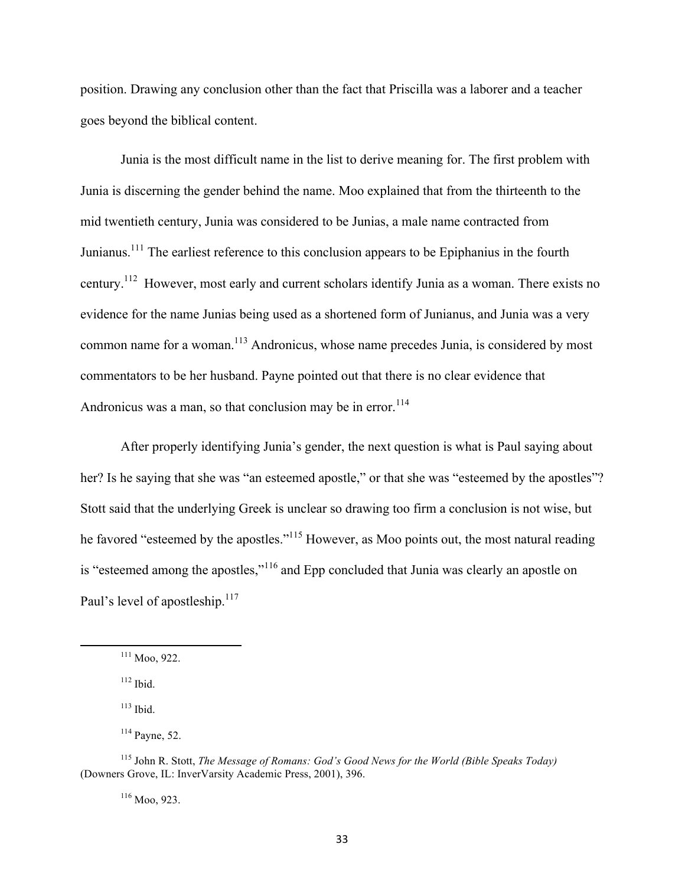position. Drawing any conclusion other than the fact that Priscilla was a laborer and a teacher goes beyond the biblical content.

Junia is the most difficult name in the list to derive meaning for. The first problem with Junia is discerning the gender behind the name. Moo explained that from the thirteenth to the mid twentieth century, Junia was considered to be Junias, a male name contracted from Junianus.[111] The earliest reference to this conclusion appears to be Epiphanius in the fourth century.[112] However, most early and current scholars identify Junia as a woman. There exists no evidence for the name Junias being used as a shortened form of Junianus, and Junia was a very common name for a woman.[113] Andronicus, whose name precedes Junia, is considered by most commentators to be her husband. Payne pointed out that there is no clear evidence that Andronicus was a man, so that conclusion may be in error.[114]

After properly identifying Junia's gender, the next question is what is Paul saying about her? Is he saying that she was "an esteemed apostle," or that she was "esteemed by the apostles"? Stott said that the underlying Greek is unclear so drawing too firm a conclusion is not wise, but he favored "esteemed by the apostles."[115] However, as Moo points out, the most natural reading is "esteemed among the apostles,"[116] and Epp concluded that Junia was clearly an apostle on Paul's level of apostleship.[117]

---

[111] Moo, 922.

[112] Ibid.

[113] Ibid.

[114] Payne, 52.

[115] John R. Stott, *The Message of Romans: God's Good News for the World (Bible Speaks Today)* (Downers Grove, IL: InverVarsity Academic Press, 2001), 396.

[116] Moo, 923.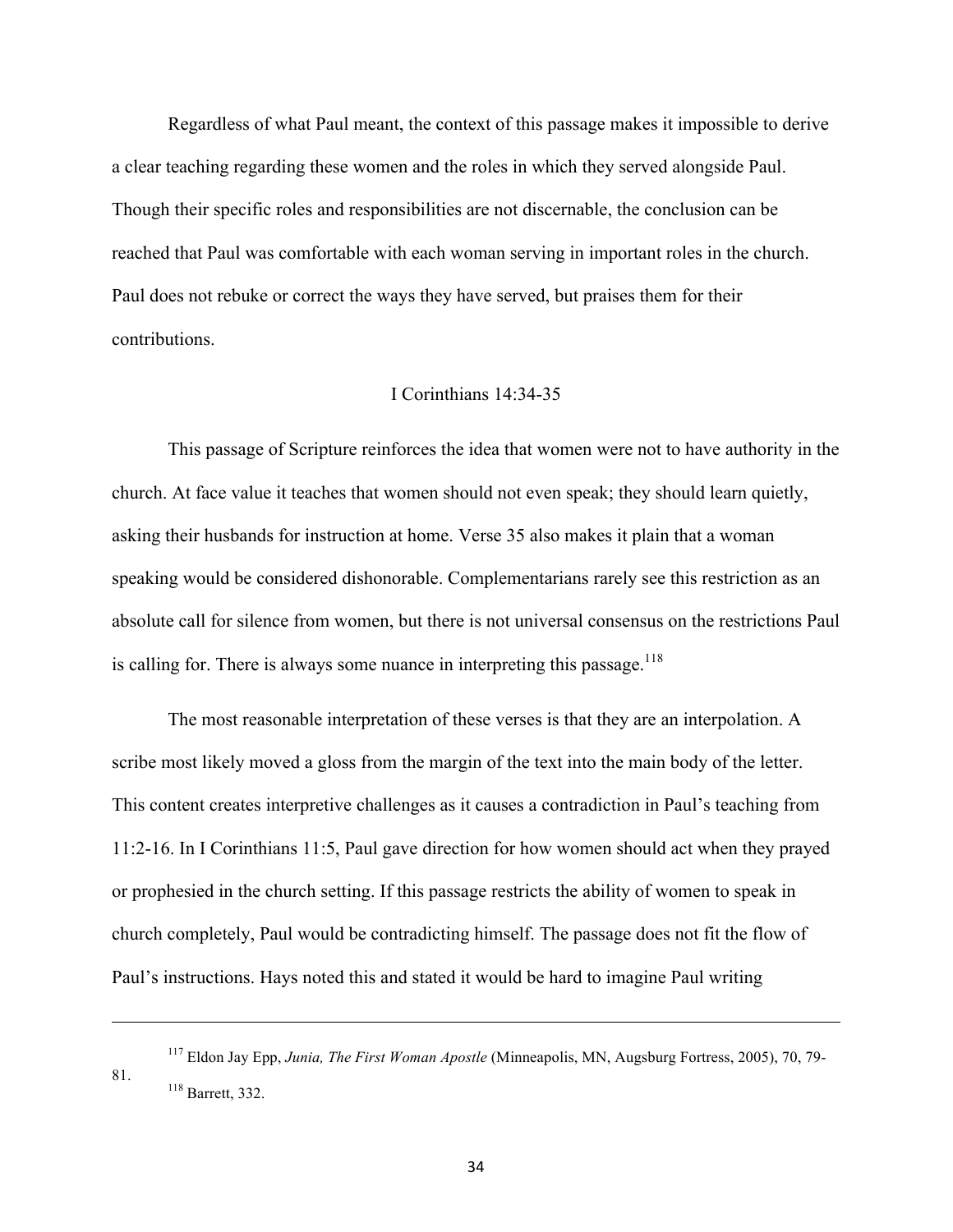Regardless of what Paul meant, the context of this passage makes it impossible to derive a clear teaching regarding these women and the roles in which they served alongside Paul. Though their specific roles and responsibilities are not discernable, the conclusion can be reached that Paul was comfortable with each woman serving in important roles in the church. Paul does not rebuke or correct the ways they have served, but praises them for their contributions.

### I Corinthians 14:34-35

This passage of Scripture reinforces the idea that women were not to have authority in the church. At face value it teaches that women should not even speak; they should learn quietly, asking their husbands for instruction at home. Verse 35 also makes it plain that a woman speaking would be considered dishonorable. Complementarians rarely see this restriction as an absolute call for silence from women, but there is not universal consensus on the restrictions Paul is calling for. There is always some nuance in interpreting this passage.[118]

The most reasonable interpretation of these verses is that they are an interpolation. A scribe most likely moved a gloss from the margin of the text into the main body of the letter. This content creates interpretive challenges as it causes a contradiction in Paul's teaching from 11:2-16. In I Corinthians 11:5, Paul gave direction for how women should act when they prayed or prophesied in the church setting. If this passage restricts the ability of women to speak in church completely, Paul would be contradicting himself. The passage does not fit the flow of Paul's instructions. Hays noted this and stated it would be hard to imagine Paul writing

---

[117] Eldon Jay Epp, *Junia, The First Woman Apostle* (Minneapolis, MN, Augsburg Fortress, 2005), 70, 79-81.

[118] Barrett, 332.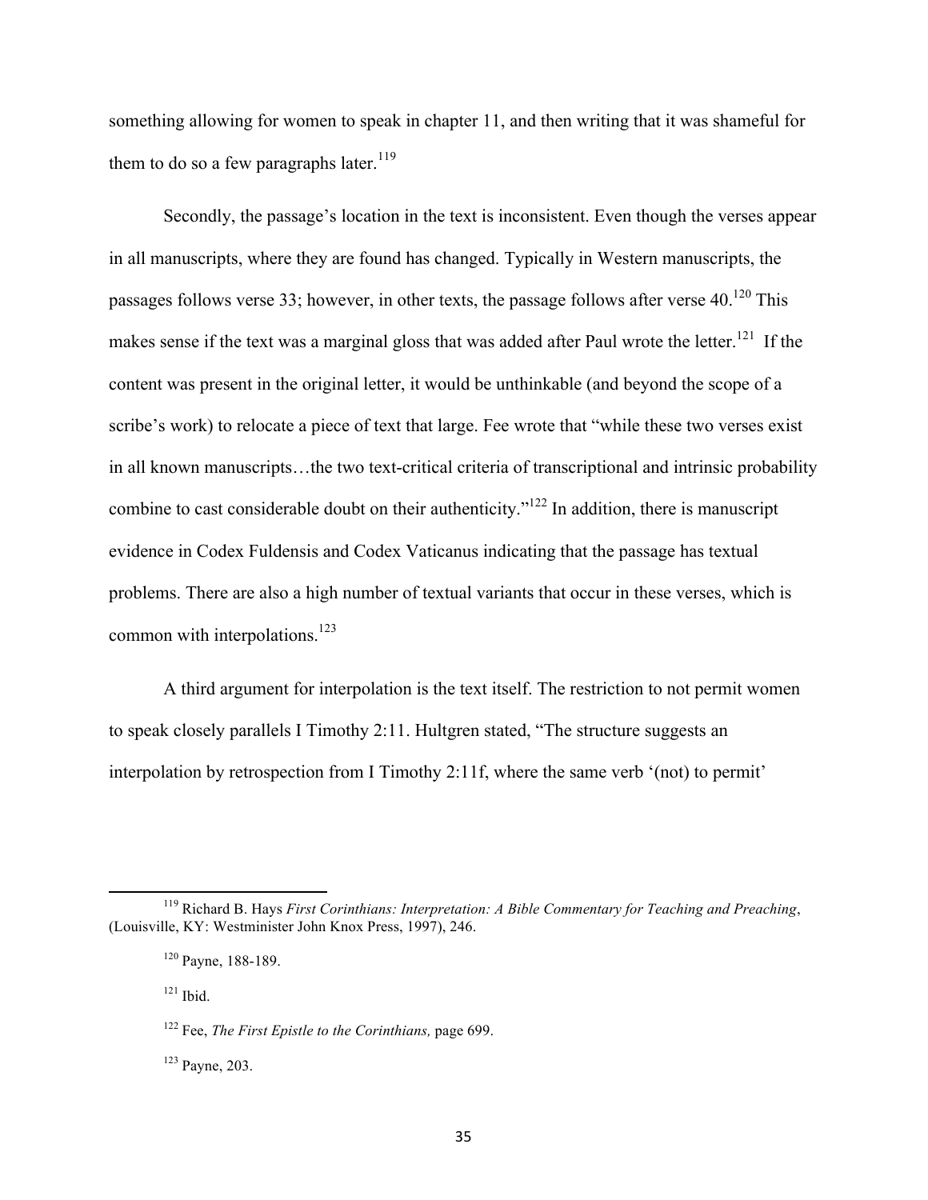something allowing for women to speak in chapter 11, and then writing that it was shameful for them to do so a few paragraphs later.[119]

Secondly, the passage's location in the text is inconsistent. Even though the verses appear in all manuscripts, where they are found has changed. Typically in Western manuscripts, the passages follows verse 33; however, in other texts, the passage follows after verse 40.[120] This makes sense if the text was a marginal gloss that was added after Paul wrote the letter.[121] If the content was present in the original letter, it would be unthinkable (and beyond the scope of a scribe's work) to relocate a piece of text that large. Fee wrote that "while these two verses exist in all known manuscripts…the two text-critical criteria of transcriptional and intrinsic probability combine to cast considerable doubt on their authenticity."[122] In addition, there is manuscript evidence in Codex Fuldensis and Codex Vaticanus indicating that the passage has textual problems. There are also a high number of textual variants that occur in these verses, which is common with interpolations.[123]

A third argument for interpolation is the text itself. The restriction to not permit women to speak closely parallels I Timothy 2:11. Hultgren stated, "The structure suggests an interpolation by retrospection from I Timothy 2:11f, where the same verb '(not) to permit'

---

[119] Richard B. Hays *First Corinthians: Interpretation: A Bible Commentary for Teaching and Preaching*, (Louisville, KY: Westminister John Knox Press, 1997), 246.

[120] Payne, 188-189.

[121] Ibid.

[122] Fee, *The First Epistle to the Corinthians,* page 699.

[123] Payne, 203.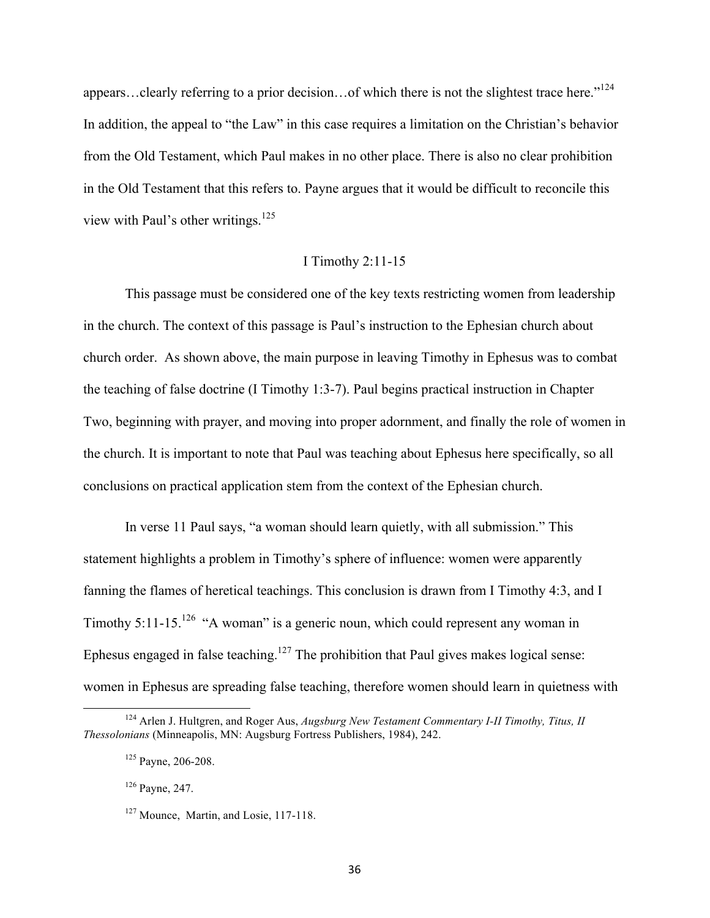appears…clearly referring to a prior decision…of which there is not the slightest trace here."[124] In addition, the appeal to "the Law" in this case requires a limitation on the Christian's behavior from the Old Testament, which Paul makes in no other place. There is also no clear prohibition in the Old Testament that this refers to. Payne argues that it would be difficult to reconcile this view with Paul's other writings.[125]

## I Timothy 2:11-15

This passage must be considered one of the key texts restricting women from leadership in the church. The context of this passage is Paul's instruction to the Ephesian church about church order. As shown above, the main purpose in leaving Timothy in Ephesus was to combat the teaching of false doctrine (I Timothy 1:3-7). Paul begins practical instruction in Chapter Two, beginning with prayer, and moving into proper adornment, and finally the role of women in the church. It is important to note that Paul was teaching about Ephesus here specifically, so all conclusions on practical application stem from the context of the Ephesian church.

In verse 11 Paul says, "a woman should learn quietly, with all submission." This statement highlights a problem in Timothy's sphere of influence: women were apparently fanning the flames of heretical teachings. This conclusion is drawn from I Timothy 4:3, and I Timothy 5:11-15.[126] "A woman" is a generic noun, which could represent any woman in Ephesus engaged in false teaching.[127] The prohibition that Paul gives makes logical sense: women in Ephesus are spreading false teaching, therefore women should learn in quietness with

---

[124] Arlen J. Hultgren, and Roger Aus, *Augsburg New Testament Commentary I-II Timothy, Titus, II Thessolonians* (Minneapolis, MN: Augsburg Fortress Publishers, 1984), 242.

[125] Payne, 206-208.

[126] Payne, 247.

[127] Mounce, Martin, and Losie, 117-118.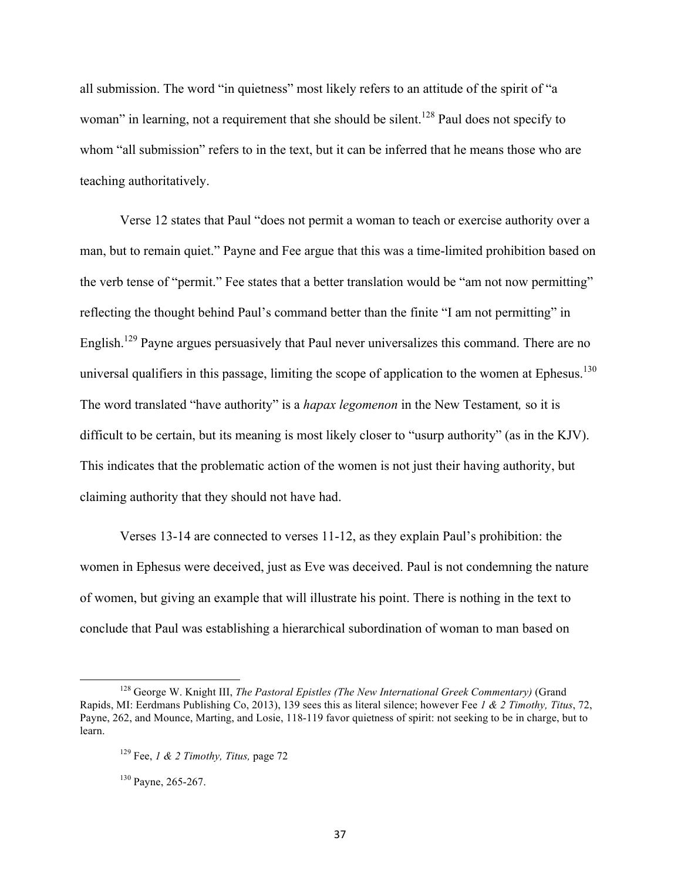all submission. The word "in quietness" most likely refers to an attitude of the spirit of "a woman" in learning, not a requirement that she should be silent.[128] Paul does not specify to whom "all submission" refers to in the text, but it can be inferred that he means those who are teaching authoritatively.

Verse 12 states that Paul "does not permit a woman to teach or exercise authority over a man, but to remain quiet." Payne and Fee argue that this was a time-limited prohibition based on the verb tense of "permit." Fee states that a better translation would be "am not now permitting" reflecting the thought behind Paul's command better than the finite "I am not permitting" in English.[129] Payne argues persuasively that Paul never universalizes this command. There are no universal qualifiers in this passage, limiting the scope of application to the women at Ephesus.[130] The word translated "have authority" is a *hapax legomenon* in the New Testament*,* so it is difficult to be certain, but its meaning is most likely closer to "usurp authority" (as in the KJV). This indicates that the problematic action of the women is not just their having authority, but claiming authority that they should not have had.

Verses 13-14 are connected to verses 11-12, as they explain Paul's prohibition: the women in Ephesus were deceived, just as Eve was deceived. Paul is not condemning the nature of women, but giving an example that will illustrate his point. There is nothing in the text to conclude that Paul was establishing a hierarchical subordination of woman to man based on

---

[128] George W. Knight III, *The Pastoral Epistles (The New International Greek Commentary)* (Grand Rapids, MI: Eerdmans Publishing Co, 2013), 139 sees this as literal silence; however Fee *1 & 2 Timothy, Titus*, 72, Payne, 262, and Mounce, Marting, and Losie, 118-119 favor quietness of spirit: not seeking to be in charge, but to learn.

[129] Fee, *1 & 2 Timothy, Titus,* page 72

[130] Payne, 265-267.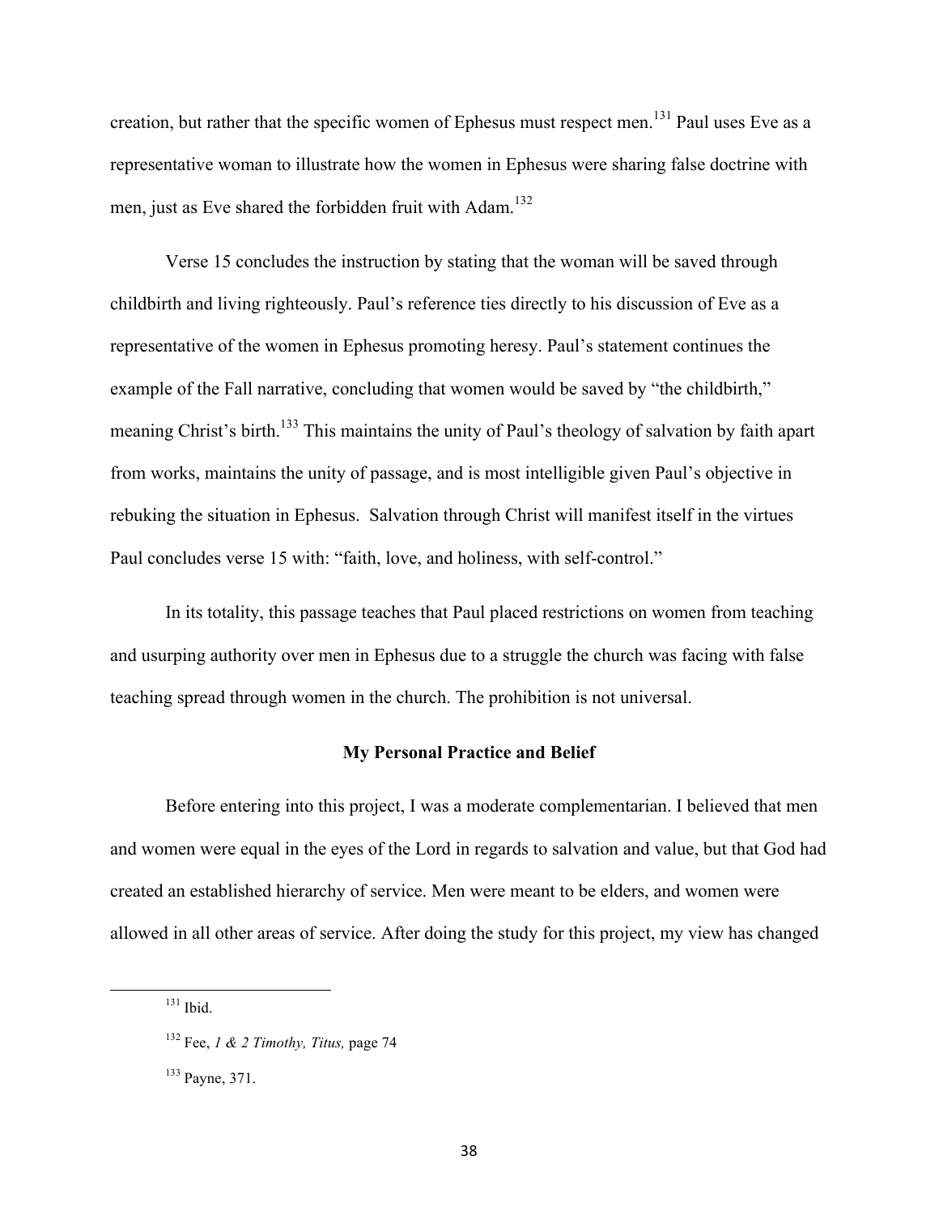creation, but rather that the specific women of Ephesus must respect men.[131] Paul uses Eve as a representative woman to illustrate how the women in Ephesus were sharing false doctrine with men, just as Eve shared the forbidden fruit with Adam.[132]

Verse 15 concludes the instruction by stating that the woman will be saved through childbirth and living righteously. Paul's reference ties directly to his discussion of Eve as a representative of the women in Ephesus promoting heresy. Paul's statement continues the example of the Fall narrative, concluding that women would be saved by "the childbirth," meaning Christ's birth.[133] This maintains the unity of Paul's theology of salvation by faith apart from works, maintains the unity of passage, and is most intelligible given Paul's objective in rebuking the situation in Ephesus. Salvation through Christ will manifest itself in the virtues Paul concludes verse 15 with: "faith, love, and holiness, with self-control."

In its totality, this passage teaches that Paul placed restrictions on women from teaching and usurping authority over men in Ephesus due to a struggle the church was facing with false teaching spread through women in the church. The prohibition is not universal.

## My Personal Practice and Belief

Before entering into this project, I was a moderate complementarian. I believed that men and women were equal in the eyes of the Lord in regards to salvation and value, but that God had created an established hierarchy of service. Men were meant to be elders, and women were allowed in all other areas of service. After doing the study for this project, my view has changed

---

[131] Ibid.

[132] Fee, *1 & 2 Timothy, Titus,* page 74

[133] Payne, 371.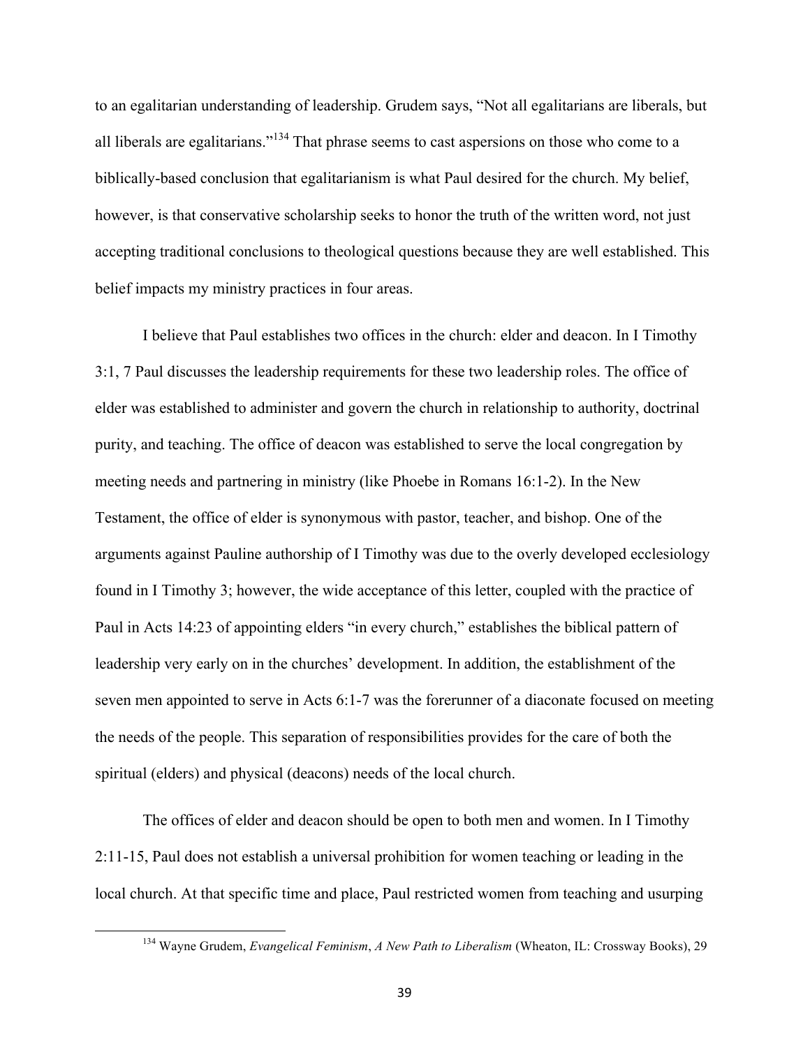to an egalitarian understanding of leadership. Grudem says, "Not all egalitarians are liberals, but all liberals are egalitarians."[134] That phrase seems to cast aspersions on those who come to a biblically-based conclusion that egalitarianism is what Paul desired for the church. My belief, however, is that conservative scholarship seeks to honor the truth of the written word, not just accepting traditional conclusions to theological questions because they are well established. This belief impacts my ministry practices in four areas.

I believe that Paul establishes two offices in the church: elder and deacon. In I Timothy 3:1, 7 Paul discusses the leadership requirements for these two leadership roles. The office of elder was established to administer and govern the church in relationship to authority, doctrinal purity, and teaching. The office of deacon was established to serve the local congregation by meeting needs and partnering in ministry (like Phoebe in Romans 16:1-2). In the New Testament, the office of elder is synonymous with pastor, teacher, and bishop. One of the arguments against Pauline authorship of I Timothy was due to the overly developed ecclesiology found in I Timothy 3; however, the wide acceptance of this letter, coupled with the practice of Paul in Acts 14:23 of appointing elders "in every church," establishes the biblical pattern of leadership very early on in the churches' development. In addition, the establishment of the seven men appointed to serve in Acts 6:1-7 was the forerunner of a diaconate focused on meeting the needs of the people. This separation of responsibilities provides for the care of both the spiritual (elders) and physical (deacons) needs of the local church.

The offices of elder and deacon should be open to both men and women. In I Timothy 2:11-15, Paul does not establish a universal prohibition for women teaching or leading in the local church. At that specific time and place, Paul restricted women from teaching and usurping

---

[134] Wayne Grudem, *Evangelical Feminism*, *A New Path to Liberalism* (Wheaton, IL: Crossway Books), 29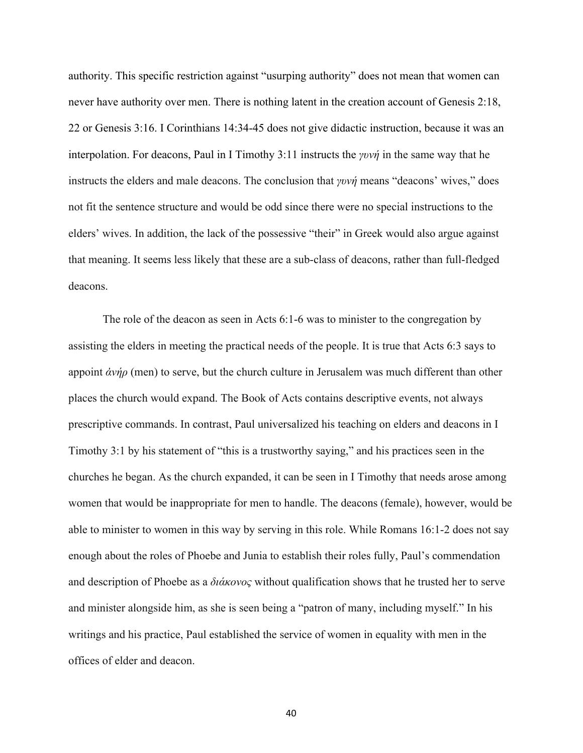authority. This specific restriction against "usurping authority" does not mean that women can never have authority over men. There is nothing latent in the creation account of Genesis 2:18, 22 or Genesis 3:16. I Corinthians 14:34-45 does not give didactic instruction, because it was an interpolation. For deacons, Paul in I Timothy 3:11 instructs the *γυνή* in the same way that he instructs the elders and male deacons. The conclusion that *γυνή* means "deacons' wives," does not fit the sentence structure and would be odd since there were no special instructions to the elders' wives. In addition, the lack of the possessive "their" in Greek would also argue against that meaning. It seems less likely that these are a sub-class of deacons, rather than full-fledged deacons.

The role of the deacon as seen in Acts 6:1-6 was to minister to the congregation by assisting the elders in meeting the practical needs of the people. It is true that Acts 6:3 says to appoint *ἀνήρ* (men) to serve, but the church culture in Jerusalem was much different than other places the church would expand. The Book of Acts contains descriptive events, not always prescriptive commands. In contrast, Paul universalized his teaching on elders and deacons in I Timothy 3:1 by his statement of "this is a trustworthy saying," and his practices seen in the churches he began. As the church expanded, it can be seen in I Timothy that needs arose among women that would be inappropriate for men to handle. The deacons (female), however, would be able to minister to women in this way by serving in this role. While Romans 16:1-2 does not say enough about the roles of Phoebe and Junia to establish their roles fully, Paul's commendation and description of Phoebe as a *διάκονος* without qualification shows that he trusted her to serve and minister alongside him, as she is seen being a "patron of many, including myself." In his writings and his practice, Paul established the service of women in equality with men in the offices of elder and deacon.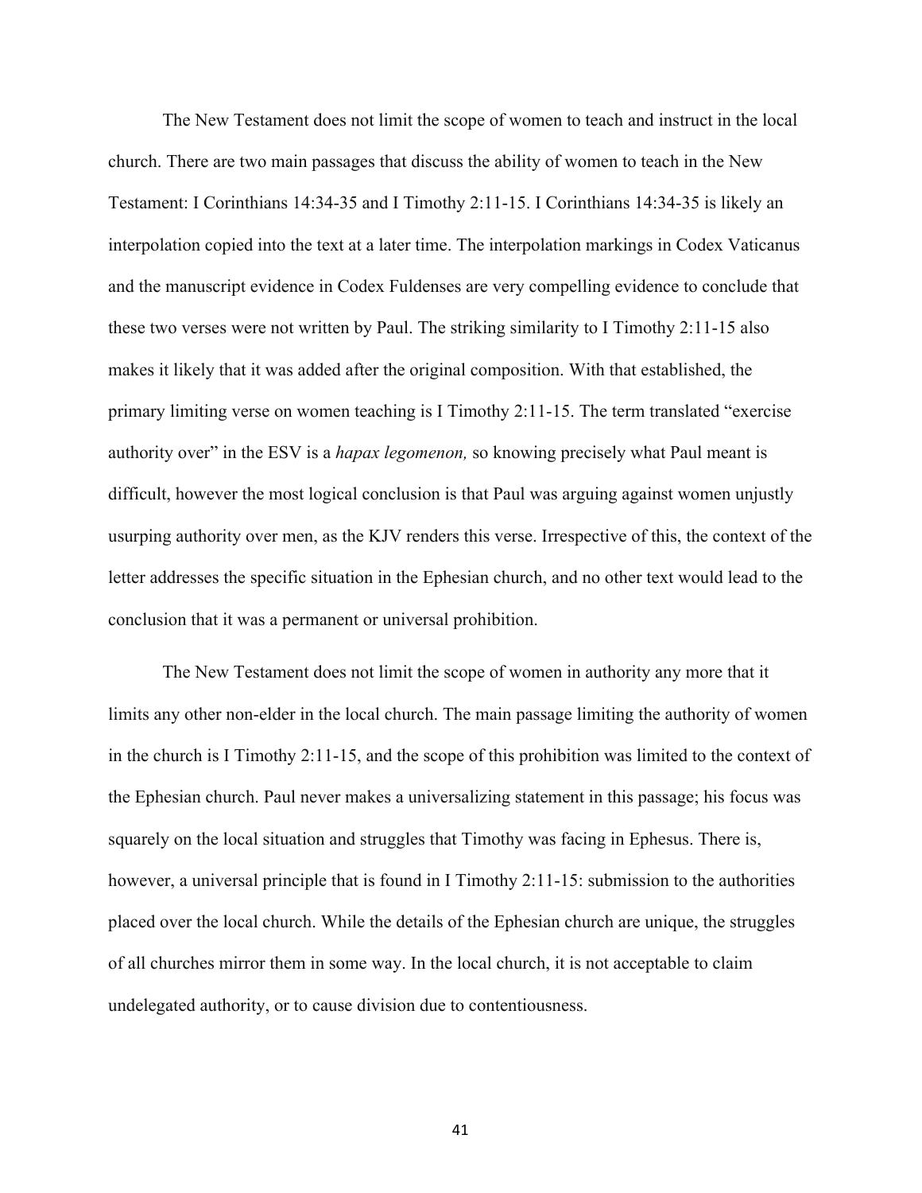The New Testament does not limit the scope of women to teach and instruct in the local church. There are two main passages that discuss the ability of women to teach in the New Testament: I Corinthians 14:34-35 and I Timothy 2:11-15. I Corinthians 14:34-35 is likely an interpolation copied into the text at a later time. The interpolation markings in Codex Vaticanus and the manuscript evidence in Codex Fuldenses are very compelling evidence to conclude that these two verses were not written by Paul. The striking similarity to I Timothy 2:11-15 also makes it likely that it was added after the original composition. With that established, the primary limiting verse on women teaching is I Timothy 2:11-15. The term translated "exercise authority over" in the ESV is a *hapax legomenon,* so knowing precisely what Paul meant is difficult, however the most logical conclusion is that Paul was arguing against women unjustly usurping authority over men, as the KJV renders this verse. Irrespective of this, the context of the letter addresses the specific situation in the Ephesian church, and no other text would lead to the conclusion that it was a permanent or universal prohibition.

The New Testament does not limit the scope of women in authority any more that it limits any other non-elder in the local church. The main passage limiting the authority of women in the church is I Timothy 2:11-15, and the scope of this prohibition was limited to the context of the Ephesian church. Paul never makes a universalizing statement in this passage; his focus was squarely on the local situation and struggles that Timothy was facing in Ephesus. There is, however, a universal principle that is found in I Timothy 2:11-15: submission to the authorities placed over the local church. While the details of the Ephesian church are unique, the struggles of all churches mirror them in some way. In the local church, it is not acceptable to claim undelegated authority, or to cause division due to contentiousness.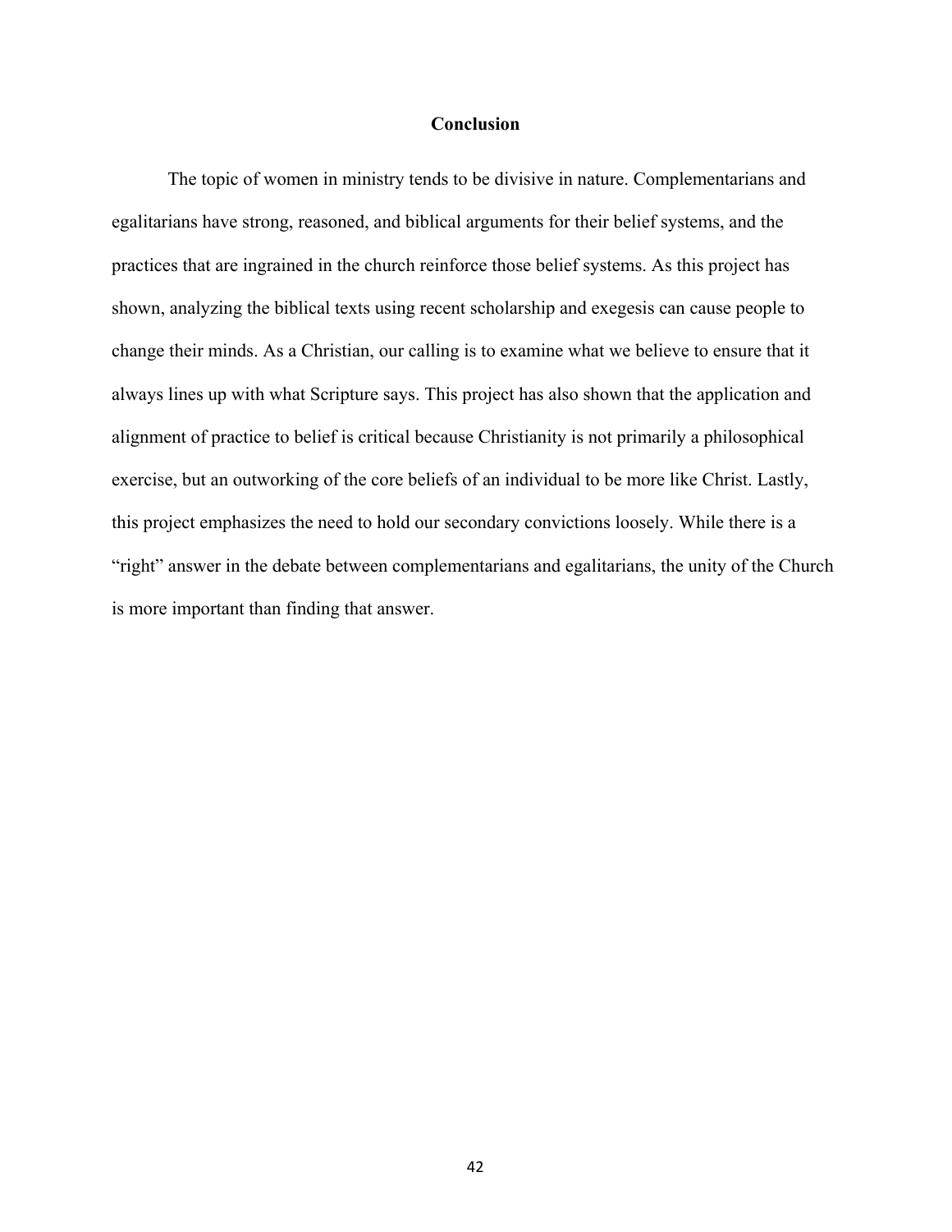## Conclusion

The topic of women in ministry tends to be divisive in nature. Complementarians and egalitarians have strong, reasoned, and biblical arguments for their belief systems, and the practices that are ingrained in the church reinforce those belief systems. As this project has shown, analyzing the biblical texts using recent scholarship and exegesis can cause people to change their minds. As a Christian, our calling is to examine what we believe to ensure that it always lines up with what Scripture says. This project has also shown that the application and alignment of practice to belief is critical because Christianity is not primarily a philosophical exercise, but an outworking of the core beliefs of an individual to be more like Christ. Lastly, this project emphasizes the need to hold our secondary convictions loosely. While there is a "right" answer in the debate between complementarians and egalitarians, the unity of the Church is more important than finding that answer.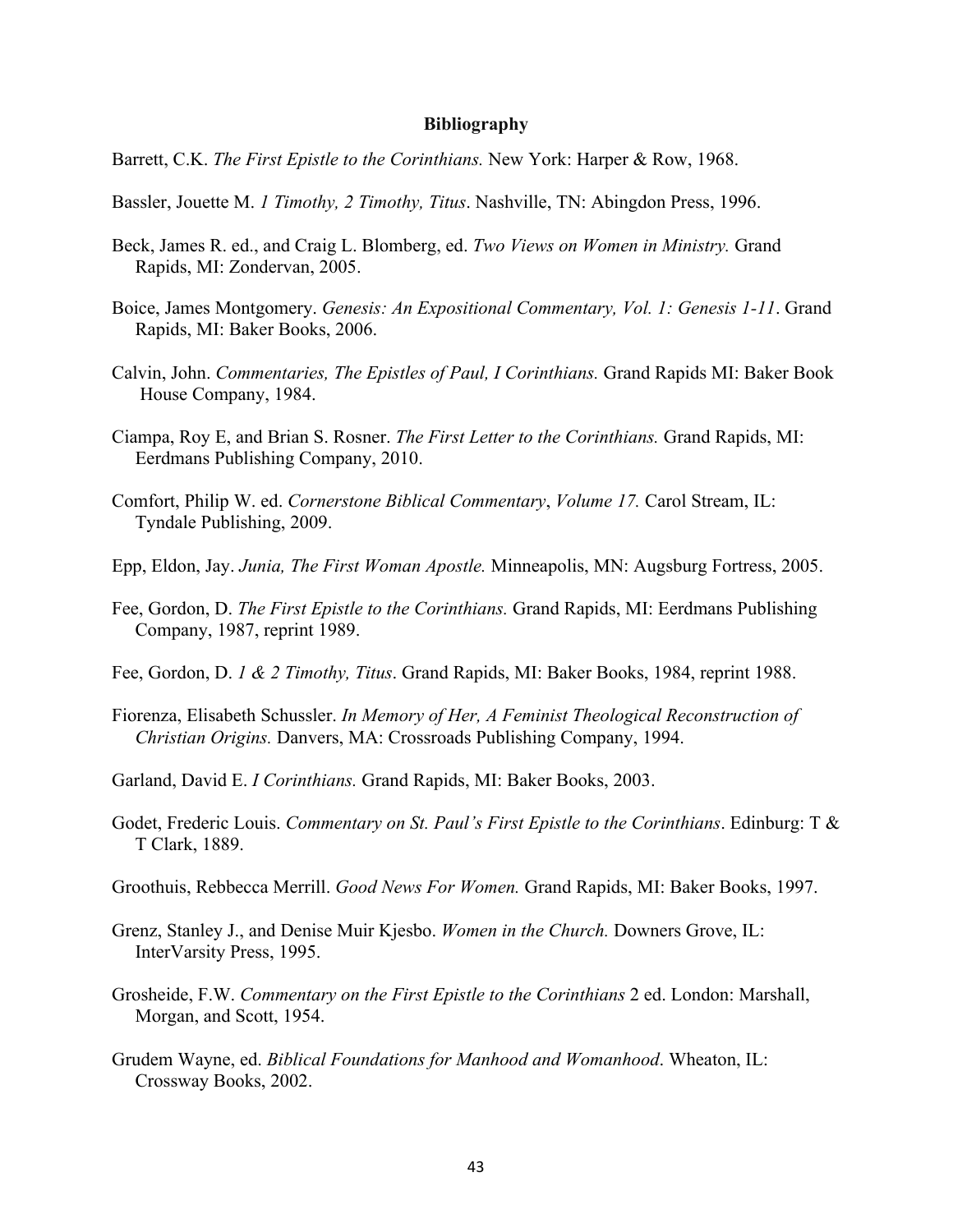**Bibliography**

Barrett, C.K. *The First Epistle to the Corinthians.* New York: Harper & Row, 1968.

Bassler, Jouette M. *1 Timothy, 2 Timothy, Titus*. Nashville, TN: Abingdon Press, 1996.

Beck, James R. ed., and Craig L. Blomberg, ed. *Two Views on Women in Ministry.* Grand Rapids, MI: Zondervan, 2005.

Boice, James Montgomery. *Genesis: An Expositional Commentary, Vol. 1: Genesis 1-11*. Grand Rapids, MI: Baker Books, 2006.

Calvin, John. *Commentaries, The Epistles of Paul, I Corinthians.* Grand Rapids MI: Baker Book House Company, 1984.

Ciampa, Roy E, and Brian S. Rosner. *The First Letter to the Corinthians.* Grand Rapids, MI: Eerdmans Publishing Company, 2010.

Comfort, Philip W. ed. *Cornerstone Biblical Commentary*, *Volume 17.* Carol Stream, IL: Tyndale Publishing, 2009.

Epp, Eldon, Jay. *Junia, The First Woman Apostle.* Minneapolis, MN: Augsburg Fortress, 2005.

Fee, Gordon, D. *The First Epistle to the Corinthians.* Grand Rapids, MI: Eerdmans Publishing Company, 1987, reprint 1989.

Fee, Gordon, D. *1 & 2 Timothy, Titus*. Grand Rapids, MI: Baker Books, 1984, reprint 1988.

Fiorenza, Elisabeth Schussler. *In Memory of Her, A Feminist Theological Reconstruction of Christian Origins.* Danvers, MA: Crossroads Publishing Company, 1994.

Garland, David E. *I Corinthians.* Grand Rapids, MI: Baker Books, 2003.

Godet, Frederic Louis. *Commentary on St. Paul's First Epistle to the Corinthians*. Edinburg: T & T Clark, 1889.

Groothuis, Rebbecca Merrill. *Good News For Women.* Grand Rapids, MI: Baker Books, 1997.

Grenz, Stanley J., and Denise Muir Kjesbo. *Women in the Church.* Downers Grove, IL: InterVarsity Press, 1995.

Grosheide, F.W. *Commentary on the First Epistle to the Corinthians* 2 ed. London: Marshall, Morgan, and Scott, 1954.

Grudem Wayne, ed. *Biblical Foundations for Manhood and Womanhood*. Wheaton, IL: Crossway Books, 2002.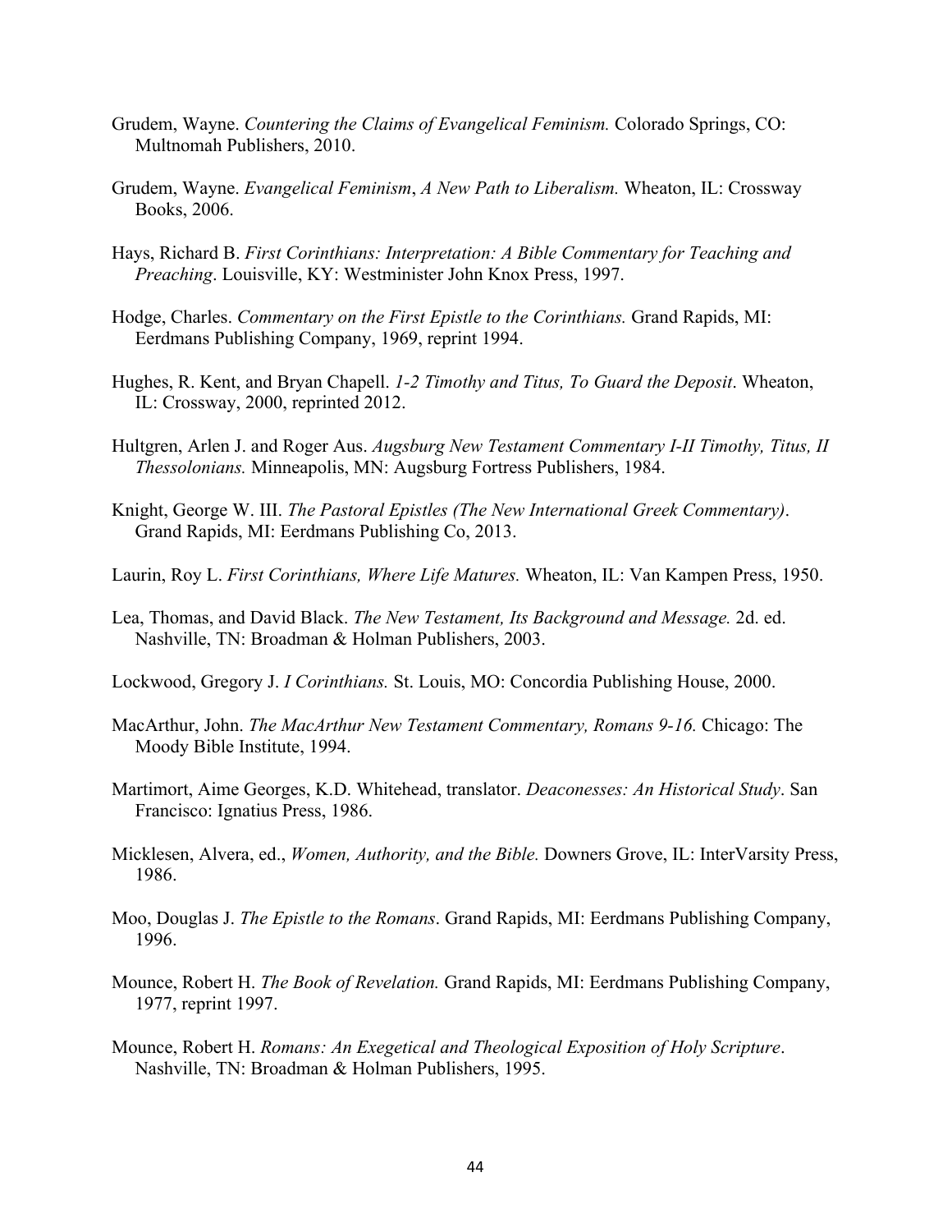Grudem, Wayne. *Countering the Claims of Evangelical Feminism.* Colorado Springs, CO: Multnomah Publishers, 2010.

Grudem, Wayne. *Evangelical Feminism*, *A New Path to Liberalism.* Wheaton, IL: Crossway Books, 2006.

Hays, Richard B. *First Corinthians: Interpretation: A Bible Commentary for Teaching and Preaching*. Louisville, KY: Westminister John Knox Press, 1997.

Hodge, Charles. *Commentary on the First Epistle to the Corinthians.* Grand Rapids, MI: Eerdmans Publishing Company, 1969, reprint 1994.

Hughes, R. Kent, and Bryan Chapell. *1-2 Timothy and Titus, To Guard the Deposit*. Wheaton, IL: Crossway, 2000, reprinted 2012.

Hultgren, Arlen J. and Roger Aus. *Augsburg New Testament Commentary I-II Timothy, Titus, II Thessolonians.* Minneapolis, MN: Augsburg Fortress Publishers, 1984.

Knight, George W. III. *The Pastoral Epistles (The New International Greek Commentary)*. Grand Rapids, MI: Eerdmans Publishing Co, 2013.

Laurin, Roy L. *First Corinthians, Where Life Matures.* Wheaton, IL: Van Kampen Press, 1950.

Lea, Thomas, and David Black. *The New Testament, Its Background and Message.* 2d. ed. Nashville, TN: Broadman & Holman Publishers, 2003.

Lockwood, Gregory J. *I Corinthians.* St. Louis, MO: Concordia Publishing House, 2000.

MacArthur, John. *The MacArthur New Testament Commentary, Romans 9-16.* Chicago: The Moody Bible Institute, 1994.

Martimort, Aime Georges, K.D. Whitehead, translator. *Deaconesses: An Historical Study*. San Francisco: Ignatius Press, 1986.

Micklesen, Alvera, ed., *Women, Authority, and the Bible.* Downers Grove, IL: InterVarsity Press, 1986.

Moo, Douglas J. *The Epistle to the Romans*. Grand Rapids, MI: Eerdmans Publishing Company, 1996.

Mounce, Robert H. *The Book of Revelation.* Grand Rapids, MI: Eerdmans Publishing Company, 1977, reprint 1997.

Mounce, Robert H. *Romans: An Exegetical and Theological Exposition of Holy Scripture*. Nashville, TN: Broadman & Holman Publishers, 1995.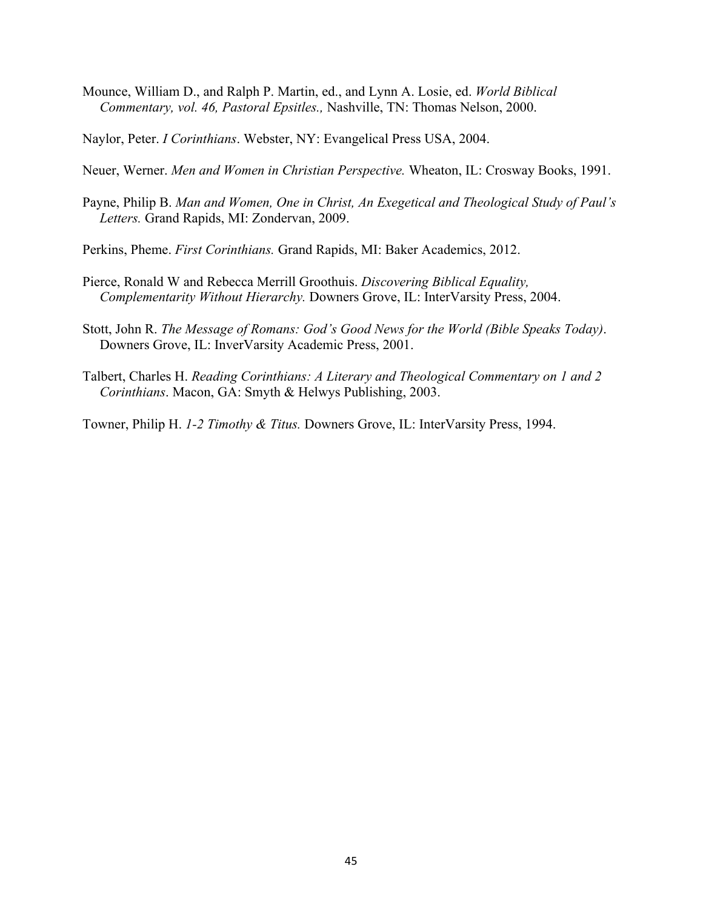Mounce, William D., and Ralph P. Martin, ed., and Lynn A. Losie, ed. *World Biblical Commentary, vol. 46, Pastoral Epsitles.,* Nashville, TN: Thomas Nelson, 2000.

Naylor, Peter. *I Corinthians*. Webster, NY: Evangelical Press USA, 2004.

Neuer, Werner. *Men and Women in Christian Perspective.* Wheaton, IL: Crosway Books, 1991.

Payne, Philip B. *Man and Women, One in Christ, An Exegetical and Theological Study of Paul's Letters.* Grand Rapids, MI: Zondervan, 2009.

Perkins, Pheme. *First Corinthians.* Grand Rapids, MI: Baker Academics, 2012.

Pierce, Ronald W and Rebecca Merrill Groothuis. *Discovering Biblical Equality, Complementarity Without Hierarchy.* Downers Grove, IL: InterVarsity Press, 2004.

Stott, John R. *The Message of Romans: God's Good News for the World (Bible Speaks Today)*. Downers Grove, IL: InverVarsity Academic Press, 2001.

Talbert, Charles H. *Reading Corinthians: A Literary and Theological Commentary on 1 and 2 Corinthians*. Macon, GA: Smyth & Helwys Publishing, 2003.

Towner, Philip H. *1-2 Timothy & Titus.* Downers Grove, IL: InterVarsity Press, 1994.